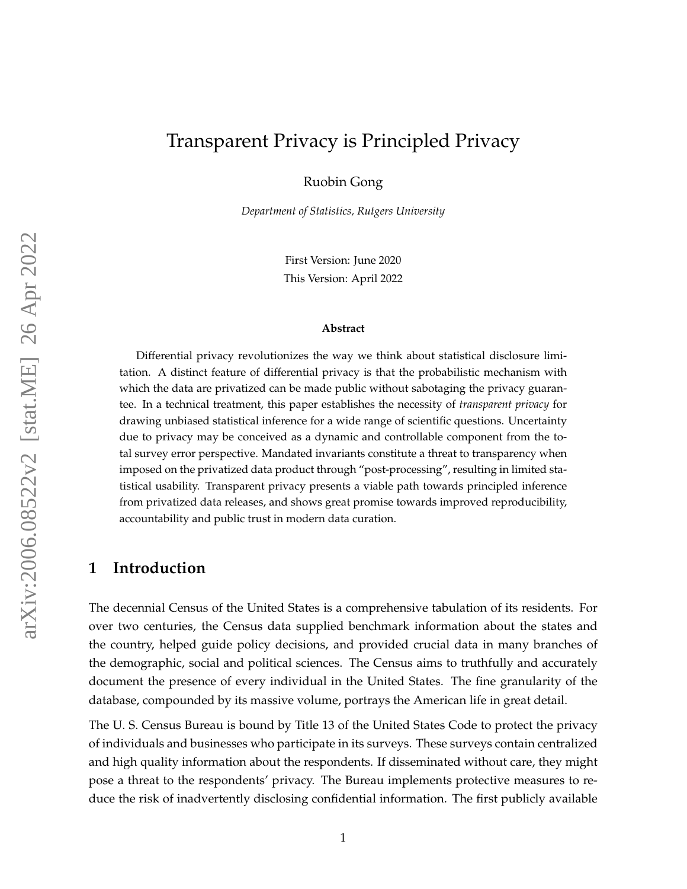# Transparent Privacy is Principled Privacy

Ruobin Gong

*Department of Statistics, Rutgers University*

First Version: June 2020
This Version: April 2022

**Abstract**

Differential privacy revolutionizes the way we think about statistical disclosure limitation. A distinct feature of differential privacy is that the probabilistic mechanism with which the data are privatized can be made public without sabotaging the privacy guarantee. In a technical treatment, this paper establishes the necessity of *transparent privacy* for drawing unbiased statistical inference for a wide range of scientific questions. Uncertainty due to privacy may be conceived as a dynamic and controllable component from the total survey error perspective. Mandated invariants constitute a threat to transparency when imposed on the privatized data product through "post-processing", resulting in limited statistical usability. Transparent privacy presents a viable path towards principled inference from privatized data releases, and shows great promise towards improved reproducibility, accountability and public trust in modern data curation.

## 1 Introduction

The decennial Census of the United States is a comprehensive tabulation of its residents. For over two centuries, the Census data supplied benchmark information about the states and the country, helped guide policy decisions, and provided crucial data in many branches of the demographic, social and political sciences. The Census aims to truthfully and accurately document the presence of every individual in the United States. The fine granularity of the database, compounded by its massive volume, portrays the American life in great detail.

The U. S. Census Bureau is bound by Title 13 of the United States Code to protect the privacy of individuals and businesses who participate in its surveys. These surveys contain centralized and high quality information about the respondents. If disseminated without care, they might pose a threat to the respondents' privacy. The Bureau implements protective measures to reduce the risk of inadvertently disclosing confidential information. The first publicly available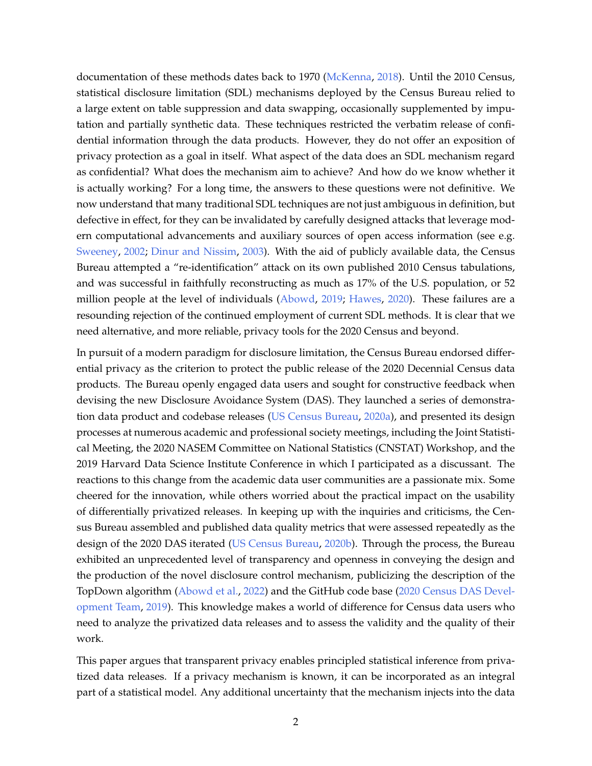documentation of these methods dates back to 1970 (McKenna, 2018). Until the 2010 Census, statistical disclosure limitation (SDL) mechanisms deployed by the Census Bureau relied to a large extent on table suppression and data swapping, occasionally supplemented by imputation and partially synthetic data. These techniques restricted the verbatim release of confidential information through the data products. However, they do not offer an exposition of privacy protection as a goal in itself. What aspect of the data does an SDL mechanism regard as confidential? What does the mechanism aim to achieve? And how do we know whether it is actually working? For a long time, the answers to these questions were not definitive. We now understand that many traditional SDL techniques are not just ambiguous in definition, but defective in effect, for they can be invalidated by carefully designed attacks that leverage modern computational advancements and auxiliary sources of open access information (see e.g. Sweeney, 2002; Dinur and Nissim, 2003). With the aid of publicly available data, the Census Bureau attempted a "re-identification" attack on its own published 2010 Census tabulations, and was successful in faithfully reconstructing as much as 17% of the U.S. population, or 52 million people at the level of individuals (Abowd, 2019; Hawes, 2020). These failures are a resounding rejection of the continued employment of current SDL methods. It is clear that we need alternative, and more reliable, privacy tools for the 2020 Census and beyond.

In pursuit of a modern paradigm for disclosure limitation, the Census Bureau endorsed differential privacy as the criterion to protect the public release of the 2020 Decennial Census data products. The Bureau openly engaged data users and sought for constructive feedback when devising the new Disclosure Avoidance System (DAS). They launched a series of demonstration data product and codebase releases (US Census Bureau, 2020a), and presented its design processes at numerous academic and professional society meetings, including the Joint Statistical Meeting, the 2020 NASEM Committee on National Statistics (CNSTAT) Workshop, and the 2019 Harvard Data Science Institute Conference in which I participated as a discussant. The reactions to this change from the academic data user communities are a passionate mix. Some cheered for the innovation, while others worried about the practical impact on the usability of differentially privatized releases. In keeping up with the inquiries and criticisms, the Census Bureau assembled and published data quality metrics that were assessed repeatedly as the design of the 2020 DAS iterated (US Census Bureau, 2020b). Through the process, the Bureau exhibited an unprecedented level of transparency and openness in conveying the design and the production of the novel disclosure control mechanism, publicizing the description of the TopDown algorithm (Abowd et al., 2022) and the GitHub code base (2020 Census DAS Development Team, 2019). This knowledge makes a world of difference for Census data users who need to analyze the privatized data releases and to assess the validity and the quality of their work.

This paper argues that transparent privacy enables principled statistical inference from privatized data releases. If a privacy mechanism is known, it can be incorporated as an integral part of a statistical model. Any additional uncertainty that the mechanism injects into the data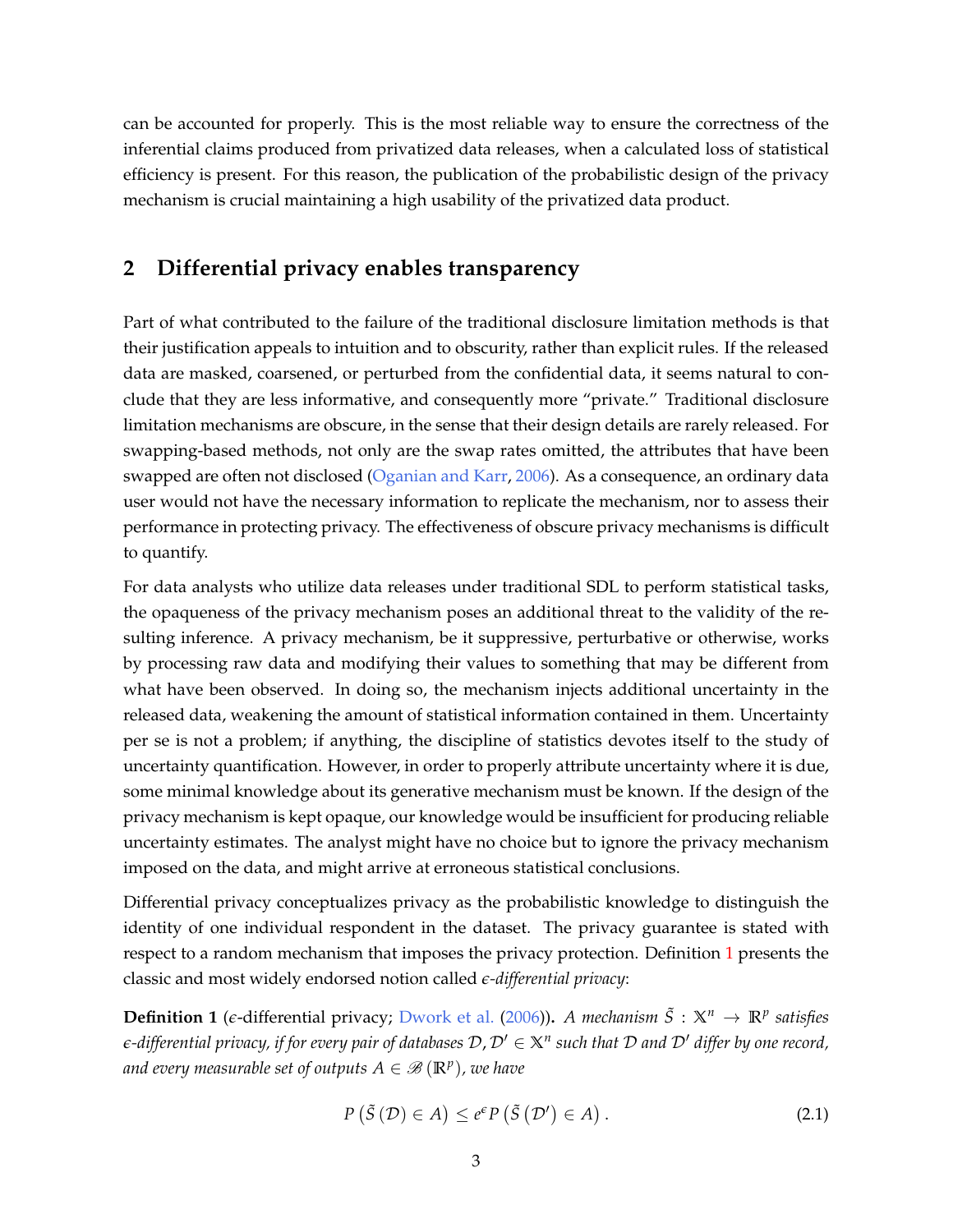can be accounted for properly. This is the most reliable way to ensure the correctness of the inferential claims produced from privatized data releases, when a calculated loss of statistical efficiency is present. For this reason, the publication of the probabilistic design of the privacy mechanism is crucial maintaining a high usability of the privatized data product.

## 2 Differential privacy enables transparency

Part of what contributed to the failure of the traditional disclosure limitation methods is that their justification appeals to intuition and to obscurity, rather than explicit rules. If the released data are masked, coarsened, or perturbed from the confidential data, it seems natural to conclude that they are less informative, and consequently more "private." Traditional disclosure limitation mechanisms are obscure, in the sense that their design details are rarely released. For swapping-based methods, not only are the swap rates omitted, the attributes that have been swapped are often not disclosed (Oganian and Karr, 2006). As a consequence, an ordinary data user would not have the necessary information to replicate the mechanism, nor to assess their performance in protecting privacy. The effectiveness of obscure privacy mechanisms is difficult to quantify.

For data analysts who utilize data releases under traditional SDL to perform statistical tasks, the opaqueness of the privacy mechanism poses an additional threat to the validity of the resulting inference. A privacy mechanism, be it suppressive, perturbative or otherwise, works by processing raw data and modifying their values to something that may be different from what have been observed. In doing so, the mechanism injects additional uncertainty in the released data, weakening the amount of statistical information contained in them. Uncertainty per se is not a problem; if anything, the discipline of statistics devotes itself to the study of uncertainty quantification. However, in order to properly attribute uncertainty where it is due, some minimal knowledge about its generative mechanism must be known. If the design of the privacy mechanism is kept opaque, our knowledge would be insufficient for producing reliable uncertainty estimates. The analyst might have no choice but to ignore the privacy mechanism imposed on the data, and might arrive at erroneous statistical conclusions.

Differential privacy conceptualizes privacy as the probabilistic knowledge to distinguish the identity of one individual respondent in the dataset. The privacy guarantee is stated with respect to a random mechanism that imposes the privacy protection. Definition 1 presents the classic and most widely endorsed notion called *$\epsilon$-differential privacy*:

**Definition 1** ($\epsilon$-differential privacy; Dwork et al. (2006)). *A mechanism $\tilde{S} : \mathbb{X}^n \to \mathbb{R}^p$ satisfies $\epsilon$-differential privacy, if for every pair of databases $\mathcal{D}, \mathcal{D}' \in \mathbb{X}^n$ such that $\mathcal{D}$ and $\mathcal{D}'$ differ by one record, and every measurable set of outputs $A \in \mathscr{B}(\mathbb{R}^p)$, we have*

$$P\left(\tilde{S}\left(\mathcal{D}\right) \in A\right) \leq e^{\epsilon} P\left(\tilde{S}\left(\mathcal{D}'\right) \in A\right). \tag{2.1}$$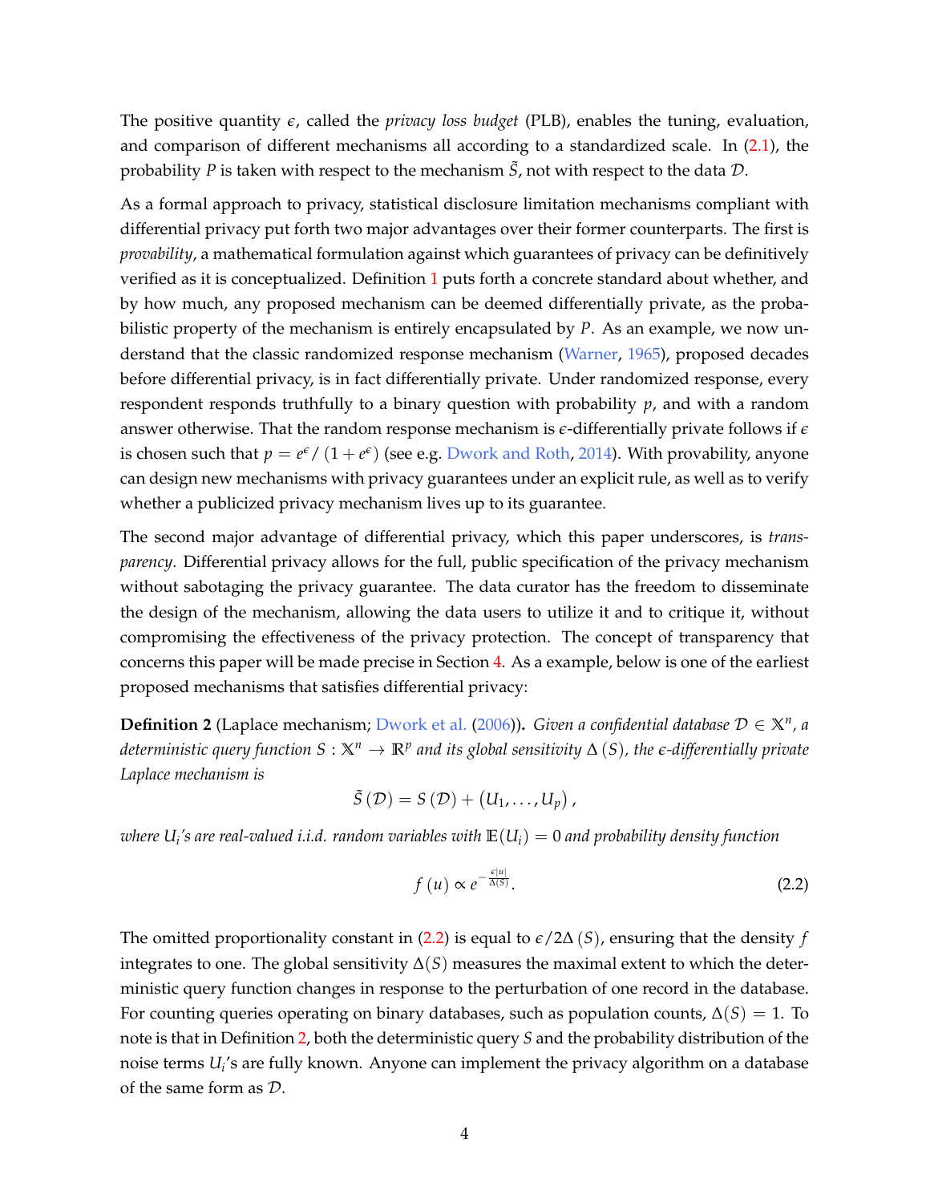The positive quantity $\epsilon$, called the *privacy loss budget* (PLB), enables the tuning, evaluation, and comparison of different mechanisms all according to a standardized scale. In (2.1), the probability $P$ is taken with respect to the mechanism $\tilde{S}$, not with respect to the data $\mathcal{D}$.

As a formal approach to privacy, statistical disclosure limitation mechanisms compliant with differential privacy put forth two major advantages over their former counterparts. The first is *provability*, a mathematical formulation against which guarantees of privacy can be definitively verified as it is conceptualized. Definition 1 puts forth a concrete standard about whether, and by how much, any proposed mechanism can be deemed differentially private, as the probabilistic property of the mechanism is entirely encapsulated by $P$. As an example, we now understand that the classic randomized response mechanism (Warner, 1965), proposed decades before differential privacy, is in fact differentially private. Under randomized response, every respondent responds truthfully to a binary question with probability $p$, and with a random answer otherwise. That the random response mechanism is $\epsilon$-differentially private follows if $\epsilon$ is chosen such that $p = e^{\epsilon} / (1 + e^{\epsilon})$ (see e.g. Dwork and Roth, 2014). With provability, anyone can design new mechanisms with privacy guarantees under an explicit rule, as well as to verify whether a publicized privacy mechanism lives up to its guarantee.

The second major advantage of differential privacy, which this paper underscores, is *transparency*. Differential privacy allows for the full, public specification of the privacy mechanism without sabotaging the privacy guarantee. The data curator has the freedom to disseminate the design of the mechanism, allowing the data users to utilize it and to critique it, without compromising the effectiveness of the privacy protection. The concept of transparency that concerns this paper will be made precise in Section 4. As a example, below is one of the earliest proposed mechanisms that satisfies differential privacy:

**Definition 2** (Laplace mechanism; Dwork et al. (2006))**.** *Given a confidential database $\mathcal{D} \in \mathbb{X}^n$, a deterministic query function $S : \mathbb{X}^n \to \mathbb{R}^p$ and its global sensitivity $\Delta(S)$, the $\epsilon$-differentially private Laplace mechanism is*

$$\tilde{S}(\mathcal{D}) = S(\mathcal{D}) + (U_1, \ldots, U_p),$$

*where $U_i$'s are real-valued i.i.d. random variables with $\mathbb{E}(U_i) = 0$ and probability density function*

$$f(u) \propto e^{-\frac{\epsilon |u|}{\Delta(S)}}. \tag{2.2}$$

The omitted proportionality constant in (2.2) is equal to $\epsilon / 2\Delta(S)$, ensuring that the density $f$ integrates to one. The global sensitivity $\Delta(S)$ measures the maximal extent to which the deterministic query function changes in response to the perturbation of one record in the database. For counting queries operating on binary databases, such as population counts, $\Delta(S) = 1$. To note is that in Definition 2, both the deterministic query $S$ and the probability distribution of the noise terms $U_i$'s are fully known. Anyone can implement the privacy algorithm on a database of the same form as $\mathcal{D}$.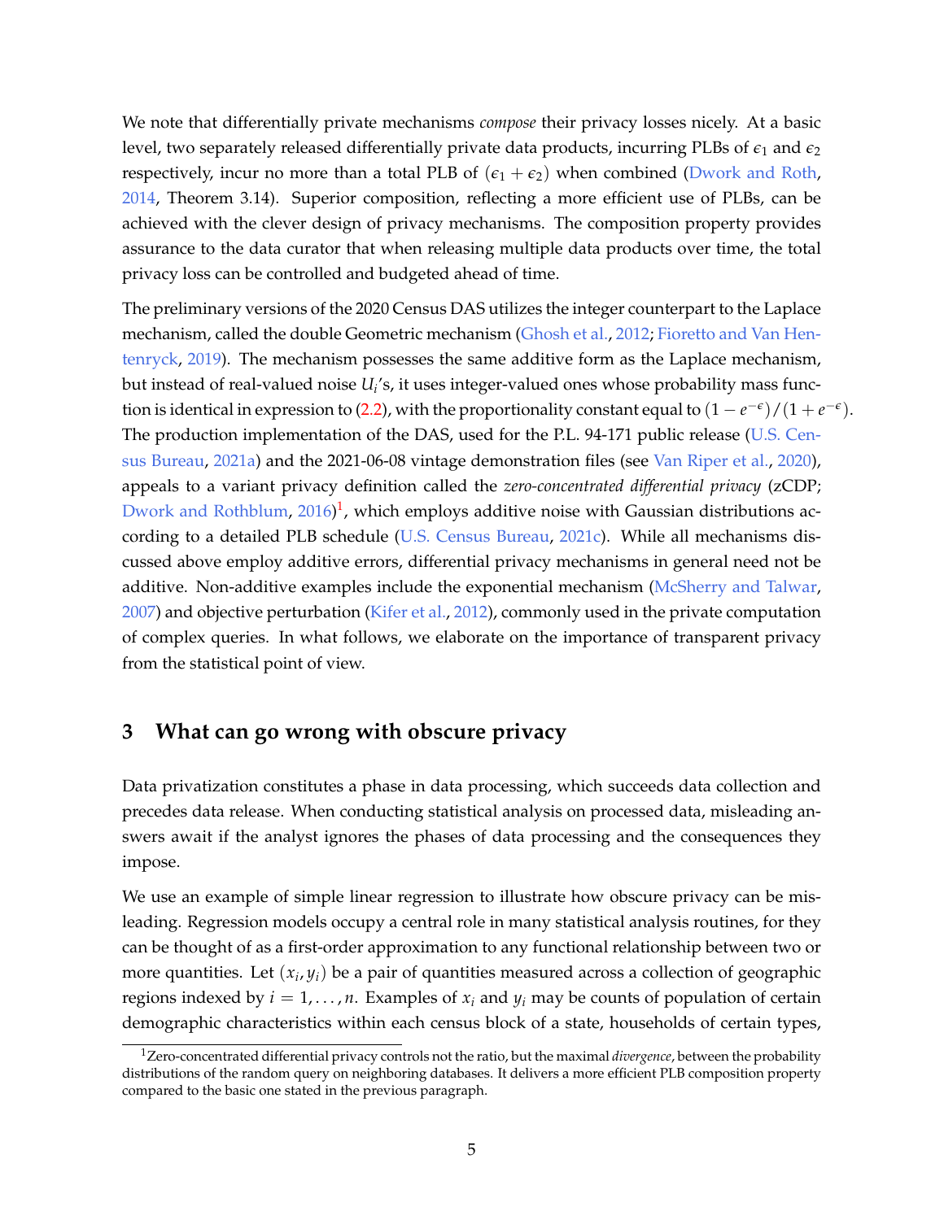We note that differentially private mechanisms *compose* their privacy losses nicely. At a basic level, two separately released differentially private data products, incurring PLBs of $\epsilon_1$ and $\epsilon_2$ respectively, incur no more than a total PLB of $(\epsilon_1 + \epsilon_2)$ when combined (Dwork and Roth, 2014, Theorem 3.14). Superior composition, reflecting a more efficient use of PLBs, can be achieved with the clever design of privacy mechanisms. The composition property provides assurance to the data curator that when releasing multiple data products over time, the total privacy loss can be controlled and budgeted ahead of time.

The preliminary versions of the 2020 Census DAS utilizes the integer counterpart to the Laplace mechanism, called the double Geometric mechanism (Ghosh et al., 2012; Fioretto and Van Hentenryck, 2019). The mechanism possesses the same additive form as the Laplace mechanism, but instead of real-valued noise $U_i$'s, it uses integer-valued ones whose probability mass function is identical in expression to (2.2), with the proportionality constant equal to $(1 - e^{-\epsilon})/(1 + e^{-\epsilon})$. The production implementation of the DAS, used for the P.L. 94-171 public release (U.S. Census Bureau, 2021a) and the 2021-06-08 vintage demonstration files (see Van Riper et al., 2020), appeals to a variant privacy definition called the *zero-concentrated differential privacy* (zCDP; Dwork and Rothblum, 2016)[1], which employs additive noise with Gaussian distributions according to a detailed PLB schedule (U.S. Census Bureau, 2021c). While all mechanisms discussed above employ additive errors, differential privacy mechanisms in general need not be additive. Non-additive examples include the exponential mechanism (McSherry and Talwar, 2007) and objective perturbation (Kifer et al., 2012), commonly used in the private computation of complex queries. In what follows, we elaborate on the importance of transparent privacy from the statistical point of view.

## 3 What can go wrong with obscure privacy

Data privatization constitutes a phase in data processing, which succeeds data collection and precedes data release. When conducting statistical analysis on processed data, misleading answers await if the analyst ignores the phases of data processing and the consequences they impose.

We use an example of simple linear regression to illustrate how obscure privacy can be misleading. Regression models occupy a central role in many statistical analysis routines, for they can be thought of as a first-order approximation to any functional relationship between two or more quantities. Let $(x_i, y_i)$ be a pair of quantities measured across a collection of geographic regions indexed by $i = 1, \ldots, n$. Examples of $x_i$ and $y_i$ may be counts of population of certain demographic characteristics within each census block of a state, households of certain types,

[1] Zero-concentrated differential privacy controls not the ratio, but the maximal *divergence*, between the probability distributions of the random query on neighboring databases. It delivers a more efficient PLB composition property compared to the basic one stated in the previous paragraph.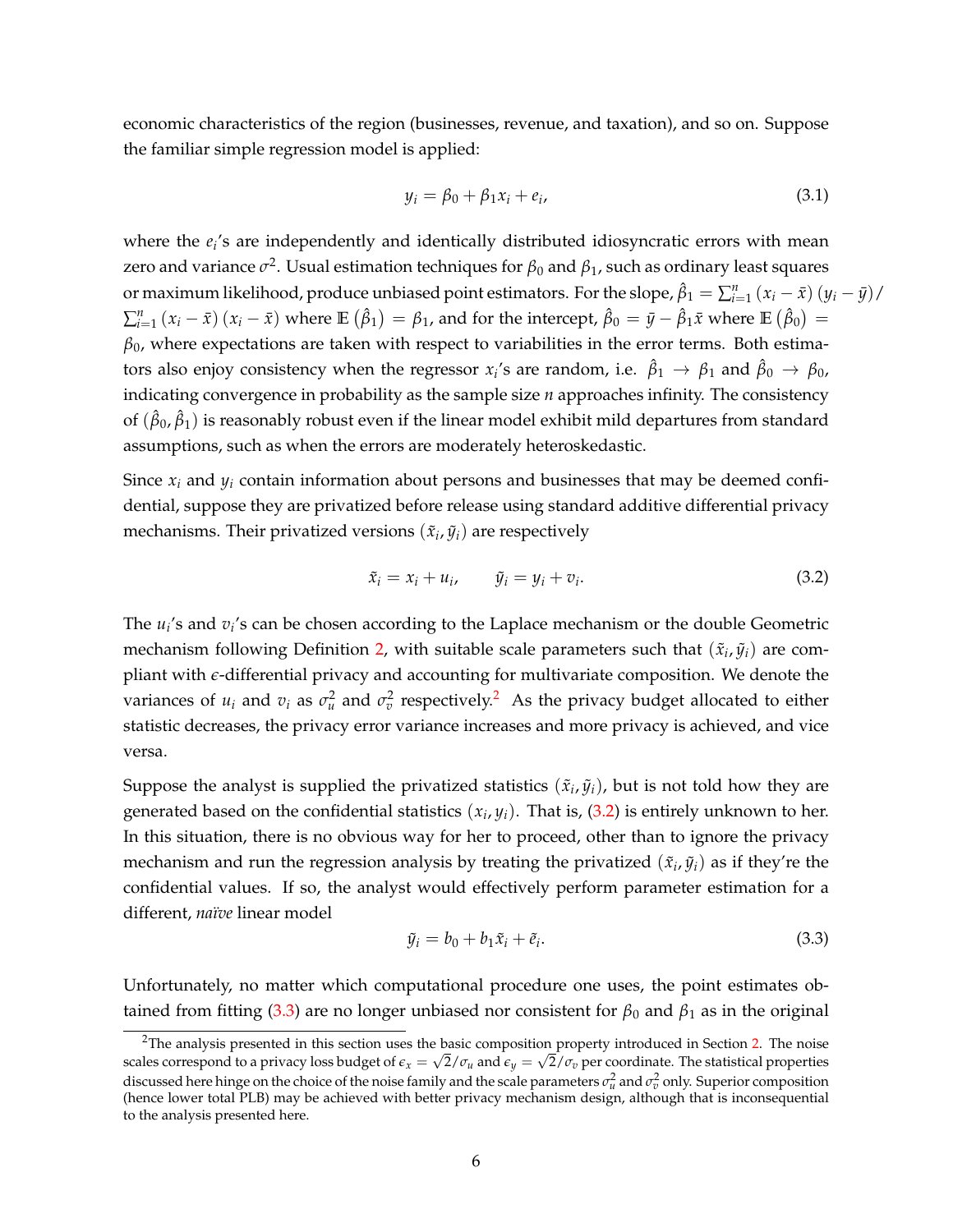economic characteristics of the region (businesses, revenue, and taxation), and so on. Suppose the familiar simple regression model is applied:

$$y_i = \beta_0 + \beta_1 x_i + e_i, \tag{3.1}$$

where the $e_i$'s are independently and identically distributed idiosyncratic errors with mean zero and variance $\sigma^2$. Usual estimation techniques for $\beta_0$ and $\beta_1$, such as ordinary least squares or maximum likelihood, produce unbiased point estimators. For the slope, $\hat{\beta}_1 = \sum_{i=1}^{n} (x_i - \bar{x})(y_i - \bar{y}) / \sum_{i=1}^{n} (x_i - \bar{x})(x_i - \bar{x})$ where $\mathbb{E}(\hat{\beta}_1) = \beta_1$, and for the intercept, $\hat{\beta}_0 = \bar{y} - \hat{\beta}_1 \bar{x}$ where $\mathbb{E}(\hat{\beta}_0) = \beta_0$, where expectations are taken with respect to variabilities in the error terms. Both estimators also enjoy consistency when the regressor $x_i$'s are random, i.e. $\hat{\beta}_1 \to \beta_1$ and $\hat{\beta}_0 \to \beta_0$, indicating convergence in probability as the sample size $n$ approaches infinity. The consistency of $(\hat{\beta}_0, \hat{\beta}_1)$ is reasonably robust even if the linear model exhibit mild departures from standard assumptions, such as when the errors are moderately heteroskedastic.

Since $x_i$ and $y_i$ contain information about persons and businesses that may be deemed confidential, suppose they are privatized before release using standard additive differential privacy mechanisms. Their privatized versions $(\tilde{x}_i, \tilde{y}_i)$ are respectively

$$\tilde{x}_i = x_i + u_i, \qquad \tilde{y}_i = y_i + v_i. \tag{3.2}$$

The $u_i$'s and $v_i$'s can be chosen according to the Laplace mechanism or the double Geometric mechanism following Definition 2, with suitable scale parameters such that $(\tilde{x}_i, \tilde{y}_i)$ are compliant with $\epsilon$-differential privacy and accounting for multivariate composition. We denote the variances of $u_i$ and $v_i$ as $\sigma_u^2$ and $\sigma_v^2$ respectively.[2] As the privacy budget allocated to either statistic decreases, the privacy error variance increases and more privacy is achieved, and vice versa.

Suppose the analyst is supplied the privatized statistics $(\tilde{x}_i, \tilde{y}_i)$, but is not told how they are generated based on the confidential statistics $(x_i, y_i)$. That is, (3.2) is entirely unknown to her. In this situation, there is no obvious way for her to proceed, other than to ignore the privacy mechanism and run the regression analysis by treating the privatized $(\tilde{x}_i, \tilde{y}_i)$ as if they're the confidential values. If so, the analyst would effectively perform parameter estimation for a different, *naïve* linear model

$$\tilde{y}_i = b_0 + b_1 \tilde{x}_i + \tilde{e}_i. \tag{3.3}$$

Unfortunately, no matter which computational procedure one uses, the point estimates obtained from fitting (3.3) are no longer unbiased nor consistent for $\beta_0$ and $\beta_1$ as in the original

[2] The analysis presented in this section uses the basic composition property introduced in Section 2. The noise scales correspond to a privacy loss budget of $\epsilon_x = \sqrt{2}/\sigma_u$ and $\epsilon_y = \sqrt{2}/\sigma_v$ per coordinate. The statistical properties discussed here hinge on the choice of the noise family and the scale parameters $\sigma_u^2$ and $\sigma_v^2$ only. Superior composition (hence lower total PLB) may be achieved with better privacy mechanism design, although that is inconsequential to the analysis presented here.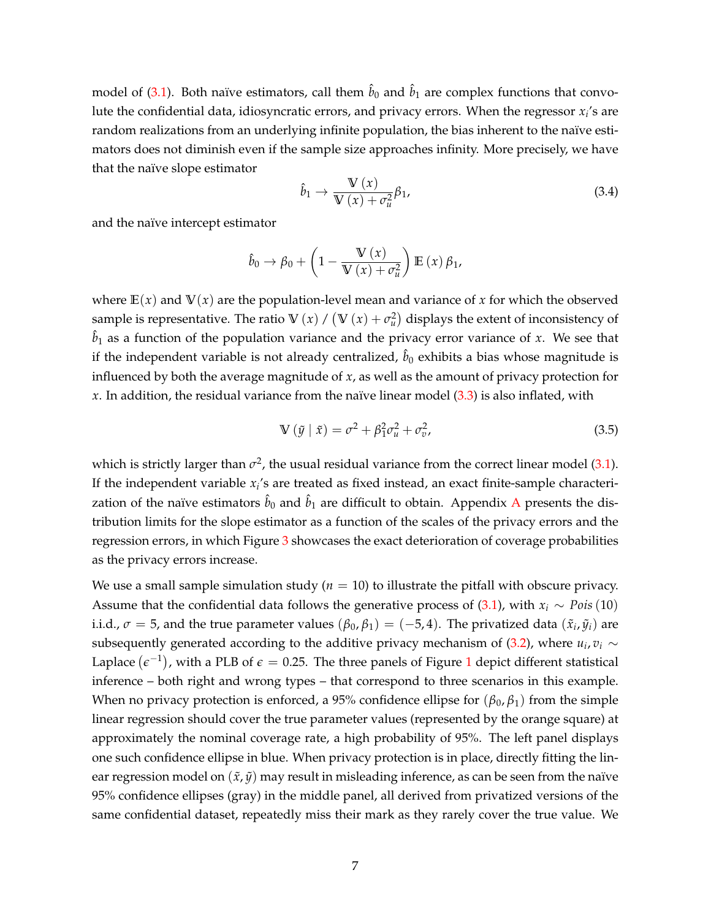model of (3.1). Both naïve estimators, call them $\hat{b}_0$ and $\hat{b}_1$ are complex functions that convolute the confidential data, idiosyncratic errors, and privacy errors. When the regressor $x_i$'s are random realizations from an underlying infinite population, the bias inherent to the naïve estimators does not diminish even if the sample size approaches infinity. More precisely, we have that the naïve slope estimator

$$\hat{b}_1 \to \frac{\mathbb{V}(x)}{\mathbb{V}(x) + \sigma_u^2}\beta_1, \tag{3.4}$$

and the naïve intercept estimator

$$\hat{b}_0 \to \beta_0 + \left(1 - \frac{\mathbb{V}(x)}{\mathbb{V}(x) + \sigma_u^2}\right)\mathbb{E}(x)\,\beta_1,$$

where $\mathbb{E}(x)$ and $\mathbb{V}(x)$ are the population-level mean and variance of $x$ for which the observed sample is representative. The ratio $\mathbb{V}(x) \,/\, \left(\mathbb{V}(x) + \sigma_u^2\right)$ displays the extent of inconsistency of $\hat{b}_1$ as a function of the population variance and the privacy error variance of $x$. We see that if the independent variable is not already centralized, $\hat{b}_0$ exhibits a bias whose magnitude is influenced by both the average magnitude of $x$, as well as the amount of privacy protection for $x$. In addition, the residual variance from the naïve linear model (3.3) is also inflated, with

$$\mathbb{V}(\tilde{y} \mid \tilde{x}) = \sigma^2 + \beta_1^2\sigma_u^2 + \sigma_v^2, \tag{3.5}$$

which is strictly larger than $\sigma^2$, the usual residual variance from the correct linear model (3.1). If the independent variable $x_i$'s are treated as fixed instead, an exact finite-sample characterization of the naïve estimators $\hat{b}_0$ and $\hat{b}_1$ are difficult to obtain. Appendix A presents the distribution limits for the slope estimator as a function of the scales of the privacy errors and the regression errors, in which Figure 3 showcases the exact deterioration of coverage probabilities as the privacy errors increase.

We use a small sample simulation study ($n = 10$) to illustrate the pitfall with obscure privacy. Assume that the confidential data follows the generative process of (3.1), with $x_i \sim Pois(10)$ i.i.d., $\sigma = 5$, and the true parameter values $(\beta_0, \beta_1) = (-5, 4)$. The privatized data $(\tilde{x}_i, \tilde{y}_i)$ are subsequently generated according to the additive privacy mechanism of (3.2), where $u_i, v_i \sim$ Laplace $(\epsilon^{-1})$, with a PLB of $\epsilon = 0.25$. The three panels of Figure 1 depict different statistical inference – both right and wrong types – that correspond to three scenarios in this example. When no privacy protection is enforced, a 95% confidence ellipse for $(\beta_0, \beta_1)$ from the simple linear regression should cover the true parameter values (represented by the orange square) at approximately the nominal coverage rate, a high probability of 95%. The left panel displays one such confidence ellipse in blue. When privacy protection is in place, directly fitting the linear regression model on $(\tilde{x}, \tilde{y})$ may result in misleading inference, as can be seen from the naïve 95% confidence ellipses (gray) in the middle panel, all derived from privatized versions of the same confidential dataset, repeatedly miss their mark as they rarely cover the true value. We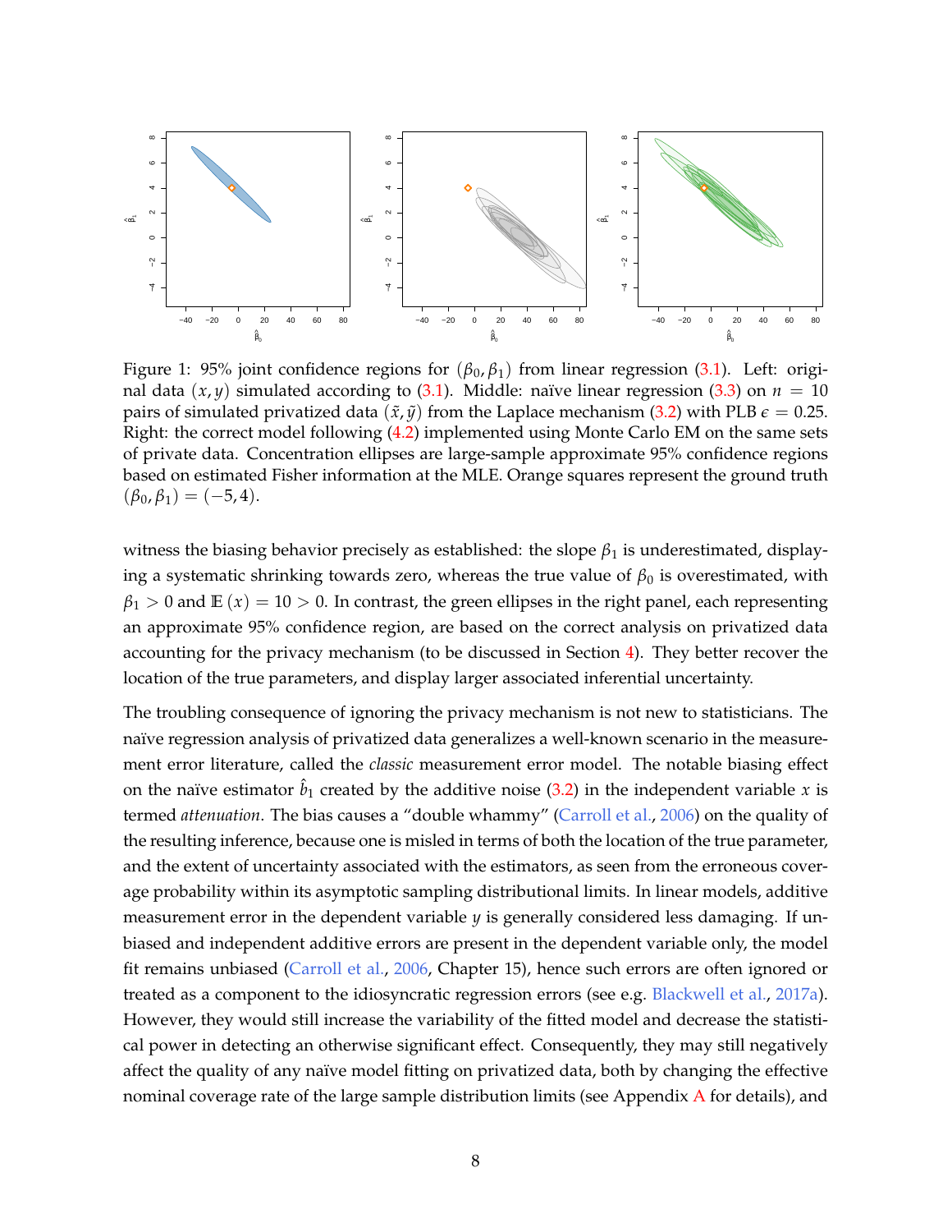Figure 1: 95% joint confidence regions for $(\beta_0, \beta_1)$ from linear regression (3.1). Left: original data $(x, y)$ simulated according to (3.1). Middle: naïve linear regression (3.3) on $n = 10$ pairs of simulated privatized data $(\tilde{x}, \tilde{y})$ from the Laplace mechanism (3.2) with PLB $\epsilon = 0.25$. Right: the correct model following (4.2) implemented using Monte Carlo EM on the same sets of private data. Concentration ellipses are large-sample approximate 95% confidence regions based on estimated Fisher information at the MLE. Orange squares represent the ground truth $(\beta_0, \beta_1) = (-5, 4)$.

witness the biasing behavior precisely as established: the slope $\beta_1$ is underestimated, displaying a systematic shrinking towards zero, whereas the true value of $\beta_0$ is overestimated, with $\beta_1 > 0$ and $\mathbb{E}(x) = 10 > 0$. In contrast, the green ellipses in the right panel, each representing an approximate 95% confidence region, are based on the correct analysis on privatized data accounting for the privacy mechanism (to be discussed in Section 4). They better recover the location of the true parameters, and display larger associated inferential uncertainty.

The troubling consequence of ignoring the privacy mechanism is not new to statisticians. The naïve regression analysis of privatized data generalizes a well-known scenario in the measurement error literature, called the *classic* measurement error model. The notable biasing effect on the naïve estimator $\hat{b}_1$ created by the additive noise (3.2) in the independent variable $x$ is termed *attenuation*. The bias causes a "double whammy" (Carroll et al., 2006) on the quality of the resulting inference, because one is misled in terms of both the location of the true parameter, and the extent of uncertainty associated with the estimators, as seen from the erroneous coverage probability within its asymptotic sampling distributional limits. In linear models, additive measurement error in the dependent variable $y$ is generally considered less damaging. If unbiased and independent additive errors are present in the dependent variable only, the model fit remains unbiased (Carroll et al., 2006, Chapter 15), hence such errors are often ignored or treated as a component to the idiosyncratic regression errors (see e.g. Blackwell et al., 2017a). However, they would still increase the variability of the fitted model and decrease the statistical power in detecting an otherwise significant effect. Consequently, they may still negatively affect the quality of any naïve model fitting on privatized data, both by changing the effective nominal coverage rate of the large sample distribution limits (see Appendix A for details), and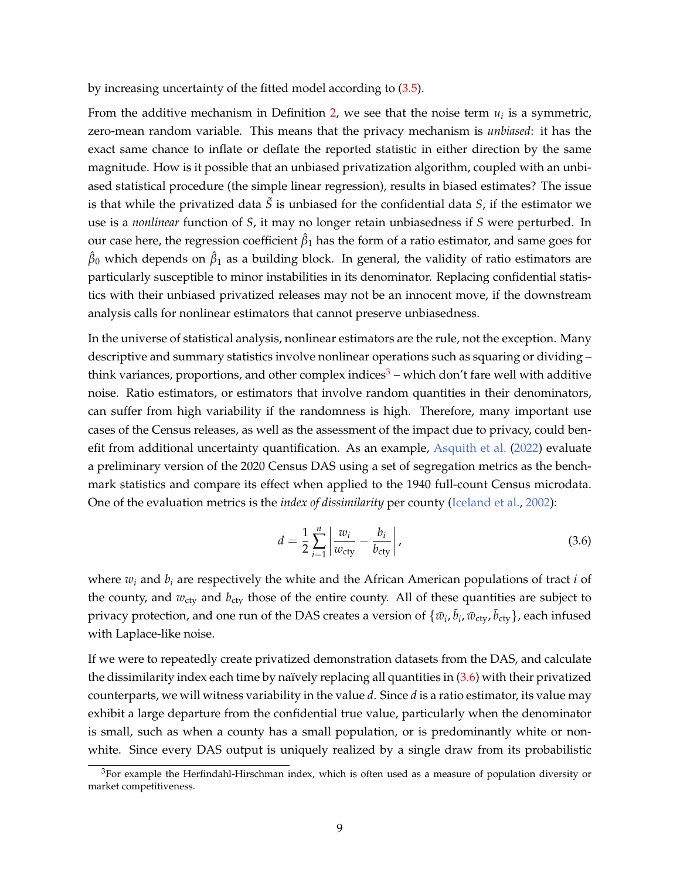by increasing uncertainty of the fitted model according to (3.5).

From the additive mechanism in Definition 2, we see that the noise term $u_i$ is a symmetric, zero-mean random variable. This means that the privacy mechanism is *unbiased*: it has the exact same chance to inflate or deflate the reported statistic in either direction by the same magnitude. How is it possible that an unbiased privatization algorithm, coupled with an unbiased statistical procedure (the simple linear regression), results in biased estimates? The issue is that while the privatized data $\tilde{S}$ is unbiased for the confidential data $S$, if the estimator we use is a *nonlinear* function of $S$, it may no longer retain unbiasedness if $S$ were perturbed. In our case here, the regression coefficient $\hat{\beta}_1$ has the form of a ratio estimator, and same goes for $\hat{\beta}_0$ which depends on $\hat{\beta}_1$ as a building block. In general, the validity of ratio estimators are particularly susceptible to minor instabilities in its denominator. Replacing confidential statistics with their unbiased privatized releases may not be an innocent move, if the downstream analysis calls for nonlinear estimators that cannot preserve unbiasedness.

In the universe of statistical analysis, nonlinear estimators are the rule, not the exception. Many descriptive and summary statistics involve nonlinear operations such as squaring or dividing – think variances, proportions, and other complex indices[3] – which don't fare well with additive noise. Ratio estimators, or estimators that involve random quantities in their denominators, can suffer from high variability if the randomness is high. Therefore, many important use cases of the Census releases, as well as the assessment of the impact due to privacy, could benefit from additional uncertainty quantification. As an example, Asquith et al. (2022) evaluate a preliminary version of the 2020 Census DAS using a set of segregation metrics as the benchmark statistics and compare its effect when applied to the 1940 full-count Census microdata. One of the evaluation metrics is the *index of dissimilarity* per county (Iceland et al., 2002):

$$d = \frac{1}{2}\sum_{i=1}^{n}\left|\frac{w_i}{w_{\text{cty}}} - \frac{b_i}{b_{\text{cty}}}\right|, \tag{3.6}$$

where $w_i$ and $b_i$ are respectively the white and the African American populations of tract $i$ of the county, and $w_{\text{cty}}$ and $b_{\text{cty}}$ those of the entire county. All of these quantities are subject to privacy protection, and one run of the DAS creates a version of $\{\tilde{w}_i, \tilde{b}_i, \tilde{w}_{\text{cty}}, \tilde{b}_{\text{cty}}\}$, each infused with Laplace-like noise.

If we were to repeatedly create privatized demonstration datasets from the DAS, and calculate the dissimilarity index each time by naïvely replacing all quantities in (3.6) with their privatized counterparts, we will witness variability in the value $d$. Since $d$ is a ratio estimator, its value may exhibit a large departure from the confidential true value, particularly when the denominator is small, such as when a county has a small population, or is predominantly white or non-white. Since every DAS output is uniquely realized by a single draw from its probabilistic

[3] For example the Herfindahl-Hirschman index, which is often used as a measure of population diversity or market competitiveness.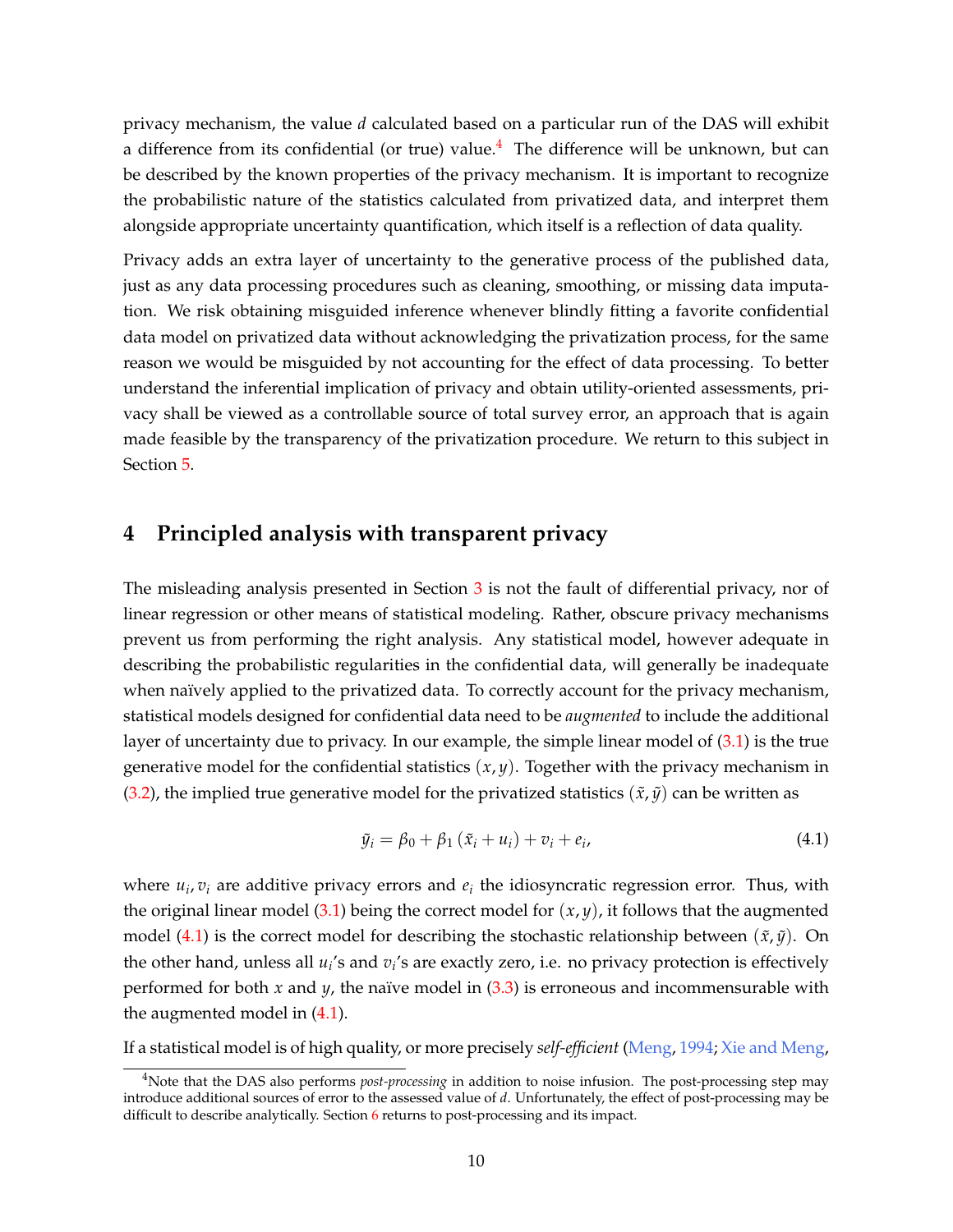privacy mechanism, the value $d$ calculated based on a particular run of the DAS will exhibit a difference from its confidential (or true) value.[4] The difference will be unknown, but can be described by the known properties of the privacy mechanism. It is important to recognize the probabilistic nature of the statistics calculated from privatized data, and interpret them alongside appropriate uncertainty quantification, which itself is a reflection of data quality.

Privacy adds an extra layer of uncertainty to the generative process of the published data, just as any data processing procedures such as cleaning, smoothing, or missing data imputation. We risk obtaining misguided inference whenever blindly fitting a favorite confidential data model on privatized data without acknowledging the privatization process, for the same reason we would be misguided by not accounting for the effect of data processing. To better understand the inferential implication of privacy and obtain utility-oriented assessments, privacy shall be viewed as a controllable source of total survey error, an approach that is again made feasible by the transparency of the privatization procedure. We return to this subject in Section 5.

## 4 Principled analysis with transparent privacy

The misleading analysis presented in Section 3 is not the fault of differential privacy, nor of linear regression or other means of statistical modeling. Rather, obscure privacy mechanisms prevent us from performing the right analysis. Any statistical model, however adequate in describing the probabilistic regularities in the confidential data, will generally be inadequate when naïvely applied to the privatized data. To correctly account for the privacy mechanism, statistical models designed for confidential data need to be *augmented* to include the additional layer of uncertainty due to privacy. In our example, the simple linear model of (3.1) is the true generative model for the confidential statistics $(x, y)$. Together with the privacy mechanism in (3.2), the implied true generative model for the privatized statistics $(\tilde{x}, \tilde{y})$ can be written as

$$\tilde{y}_i = \beta_0 + \beta_1 (\tilde{x}_i + u_i) + v_i + e_i, \tag{4.1}$$

where $u_i, v_i$ are additive privacy errors and $e_i$ the idiosyncratic regression error. Thus, with the original linear model (3.1) being the correct model for $(x, y)$, it follows that the augmented model (4.1) is the correct model for describing the stochastic relationship between $(\tilde{x}, \tilde{y})$. On the other hand, unless all $u_i$'s and $v_i$'s are exactly zero, i.e. no privacy protection is effectively performed for both $x$ and $y$, the naïve model in (3.3) is erroneous and incommensurable with the augmented model in (4.1).

If a statistical model is of high quality, or more precisely *self-efficient* (Meng, 1994; Xie and Meng,

[4] Note that the DAS also performs *post-processing* in addition to noise infusion. The post-processing step may introduce additional sources of error to the assessed value of $d$. Unfortunately, the effect of post-processing may be difficult to describe analytically. Section 6 returns to post-processing and its impact.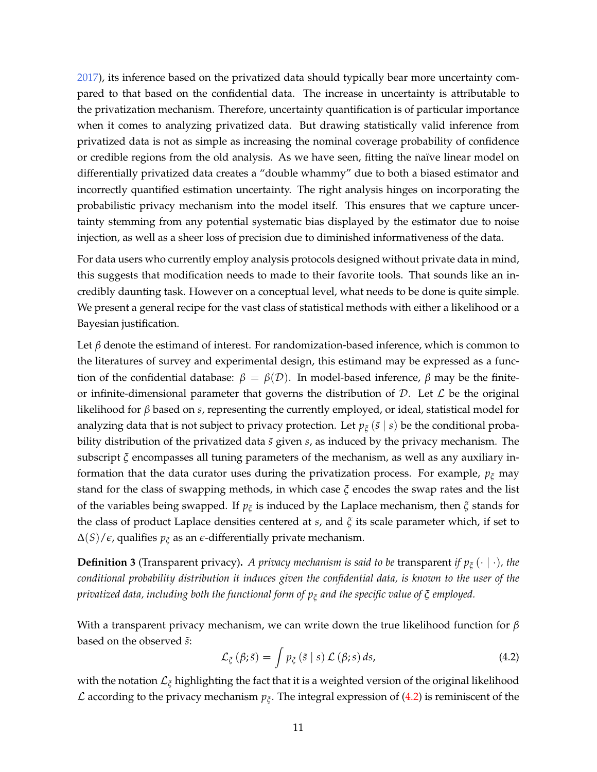2017), its inference based on the privatized data should typically bear more uncertainty compared to that based on the confidential data. The increase in uncertainty is attributable to the privatization mechanism. Therefore, uncertainty quantification is of particular importance when it comes to analyzing privatized data. But drawing statistically valid inference from privatized data is not as simple as increasing the nominal coverage probability of confidence or credible regions from the old analysis. As we have seen, fitting the naïve linear model on differentially privatized data creates a "double whammy" due to both a biased estimator and incorrectly quantified estimation uncertainty. The right analysis hinges on incorporating the probabilistic privacy mechanism into the model itself. This ensures that we capture uncertainty stemming from any potential systematic bias displayed by the estimator due to noise injection, as well as a sheer loss of precision due to diminished informativeness of the data.

For data users who currently employ analysis protocols designed without private data in mind, this suggests that modification needs to made to their favorite tools. That sounds like an incredibly daunting task. However on a conceptual level, what needs to be done is quite simple. We present a general recipe for the vast class of statistical methods with either a likelihood or a Bayesian justification.

Let $\beta$ denote the estimand of interest. For randomization-based inference, which is common to the literatures of survey and experimental design, this estimand may be expressed as a function of the confidential database: $\beta = \beta(\mathcal{D})$. In model-based inference, $\beta$ may be the finite- or infinite-dimensional parameter that governs the distribution of $\mathcal{D}$. Let $\mathcal{L}$ be the original likelihood for $\beta$ based on $s$, representing the currently employed, or ideal, statistical model for analyzing data that is not subject to privacy protection. Let $p_\xi(\tilde{s} \mid s)$ be the conditional probability distribution of the privatized data $\tilde{s}$ given $s$, as induced by the privacy mechanism. The subscript $\xi$ encompasses all tuning parameters of the mechanism, as well as any auxiliary information that the data curator uses during the privatization process. For example, $p_\xi$ may stand for the class of swapping methods, in which case $\xi$ encodes the swap rates and the list of the variables being swapped. If $p_\xi$ is induced by the Laplace mechanism, then $\xi$ stands for the class of product Laplace densities centered at $s$, and $\xi$ its scale parameter which, if set to $\Delta(S)/\epsilon$, qualifies $p_\xi$ as an $\epsilon$-differentially private mechanism.

**Definition 3** (Transparent privacy)**.** *A privacy mechanism is said to be* transparent *if $p_\xi(\cdot \mid \cdot)$, the conditional probability distribution it induces given the confidential data, is known to the user of the privatized data, including both the functional form of $p_\xi$ and the specific value of $\xi$ employed.*

With a transparent privacy mechanism, we can write down the true likelihood function for $\beta$ based on the observed $\tilde{s}$:

$$\mathcal{L}_\xi(\beta; \tilde{s}) = \int p_\xi(\tilde{s} \mid s)\, \mathcal{L}(\beta; s)\, ds, \tag{4.2}$$

with the notation $\mathcal{L}_\xi$ highlighting the fact that it is a weighted version of the original likelihood $\mathcal{L}$ according to the privacy mechanism $p_\xi$. The integral expression of (4.2) is reminiscent of the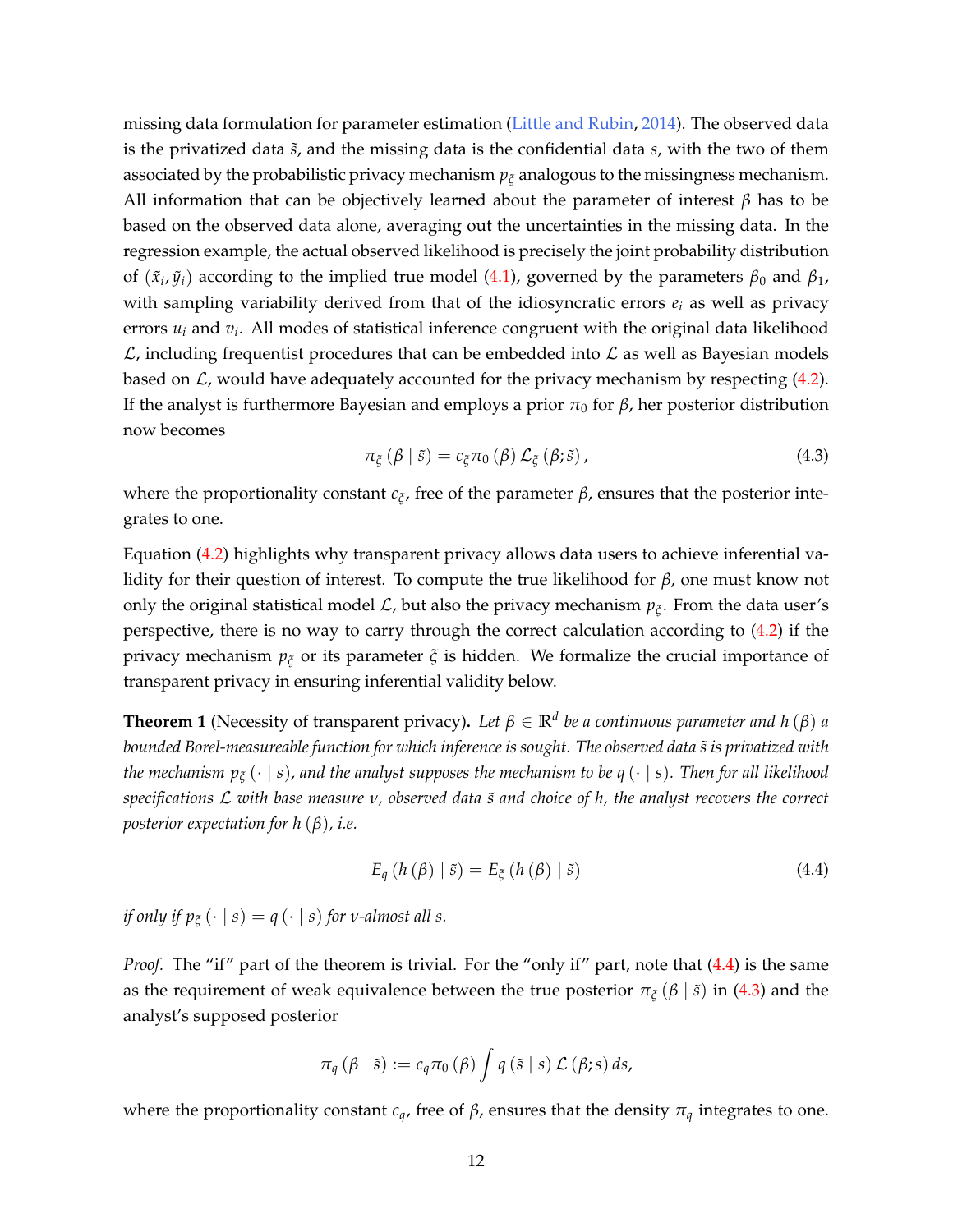missing data formulation for parameter estimation (Little and Rubin, 2014). The observed data is the privatized data $\tilde{s}$, and the missing data is the confidential data $s$, with the two of them associated by the probabilistic privacy mechanism $p_{\xi}$ analogous to the missingness mechanism. All information that can be objectively learned about the parameter of interest $\beta$ has to be based on the observed data alone, averaging out the uncertainties in the missing data. In the regression example, the actual observed likelihood is precisely the joint probability distribution of $(\tilde{x}_i, \tilde{y}_i)$ according to the implied true model (4.1), governed by the parameters $\beta_0$ and $\beta_1$, with sampling variability derived from that of the idiosyncratic errors $e_i$ as well as privacy errors $u_i$ and $v_i$. All modes of statistical inference congruent with the original data likelihood $\mathcal{L}$, including frequentist procedures that can be embedded into $\mathcal{L}$ as well as Bayesian models based on $\mathcal{L}$, would have adequately accounted for the privacy mechanism by respecting (4.2). If the analyst is furthermore Bayesian and employs a prior $\pi_0$ for $\beta$, her posterior distribution now becomes

$$\pi_{\xi}(\beta \mid \tilde{s}) = c_{\xi} \pi_0(\beta) \mathcal{L}_{\xi}(\beta; \tilde{s}), \tag{4.3}$$

where the proportionality constant $c_{\xi}$, free of the parameter $\beta$, ensures that the posterior integrates to one.

Equation (4.2) highlights why transparent privacy allows data users to achieve inferential validity for their question of interest. To compute the true likelihood for $\beta$, one must know not only the original statistical model $\mathcal{L}$, but also the privacy mechanism $p_{\xi}$. From the data user's perspective, there is no way to carry through the correct calculation according to (4.2) if the privacy mechanism $p_{\xi}$ or its parameter $\xi$ is hidden. We formalize the crucial importance of transparent privacy in ensuring inferential validity below.

**Theorem 1** (Necessity of transparent privacy). *Let $\beta \in \mathbb{R}^d$ be a continuous parameter and $h(\beta)$ a bounded Borel-measureable function for which inference is sought. The observed data $\tilde{s}$ is privatized with the mechanism $p_{\xi}(\cdot \mid s)$, and the analyst supposes the mechanism to be $q(\cdot \mid s)$. Then for all likelihood specifications $\mathcal{L}$ with base measure $\nu$, observed data $\tilde{s}$ and choice of $h$, the analyst recovers the correct posterior expectation for $h(\beta)$, i.e.*

$$E_q(h(\beta) \mid \tilde{s}) = E_{\xi}(h(\beta) \mid \tilde{s}) \tag{4.4}$$

*if only if $p_{\xi}(\cdot \mid s) = q(\cdot \mid s)$ for $\nu$-almost all $s$.*

*Proof.* The "if" part of the theorem is trivial. For the "only if" part, note that (4.4) is the same as the requirement of weak equivalence between the true posterior $\pi_{\xi}(\beta \mid \tilde{s})$ in (4.3) and the analyst's supposed posterior

$$\pi_q(\beta \mid \tilde{s}) := c_q \pi_0(\beta) \int q(\tilde{s} \mid s) \mathcal{L}(\beta; s) \, ds,$$

where the proportionality constant $c_q$, free of $\beta$, ensures that the density $\pi_q$ integrates to one.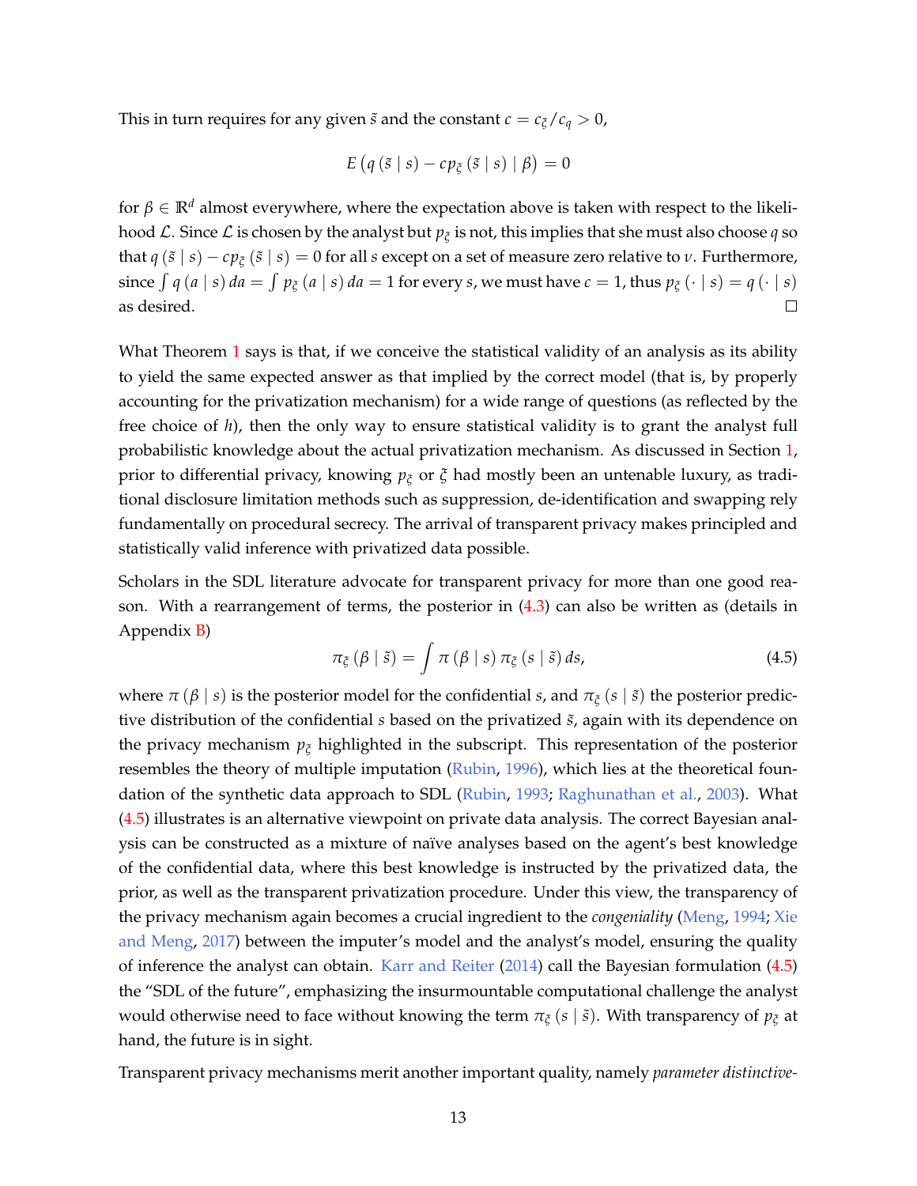This in turn requires for any given $\tilde{s}$ and the constant $c = c_{\xi}/c_q > 0$,

$$E\left(q\left(\tilde{s} \mid s\right) - c p_{\xi}\left(\tilde{s} \mid s\right) \mid \beta\right) = 0$$

for $\beta \in \mathbb{R}^d$ almost everywhere, where the expectation above is taken with respect to the likelihood $\mathcal{L}$. Since $\mathcal{L}$ is chosen by the analyst but $p_{\xi}$ is not, this implies that she must also choose $q$ so that $q\left(\tilde{s} \mid s\right) - c p_{\xi}\left(\tilde{s} \mid s\right) = 0$ for all $s$ except on a set of measure zero relative to $\nu$. Furthermore, since $\int q\left(a \mid s\right) da = \int p_{\xi}\left(a \mid s\right) da = 1$ for every $s$, we must have $c = 1$, thus $p_{\xi}\left(\cdot \mid s\right) = q\left(\cdot \mid s\right)$ as desired. □

What Theorem 1 says is that, if we conceive the statistical validity of an analysis as its ability to yield the same expected answer as that implied by the correct model (that is, by properly accounting for the privatization mechanism) for a wide range of questions (as reflected by the free choice of $h$), then the only way to ensure statistical validity is to grant the analyst full probabilistic knowledge about the actual privatization mechanism. As discussed in Section 1, prior to differential privacy, knowing $p_{\xi}$ or $\xi$ had mostly been an untenable luxury, as traditional disclosure limitation methods such as suppression, de-identification and swapping rely fundamentally on procedural secrecy. The arrival of transparent privacy makes principled and statistically valid inference with privatized data possible.

Scholars in the SDL literature advocate for transparent privacy for more than one good reason. With a rearrangement of terms, the posterior in (4.3) can also be written as (details in Appendix B)

$$\pi_{\xi}\left(\beta \mid \tilde{s}\right) = \int \pi\left(\beta \mid s\right) \pi_{\xi}\left(s \mid \tilde{s}\right) ds, \tag{4.5}$$

where $\pi\left(\beta \mid s\right)$ is the posterior model for the confidential $s$, and $\pi_{\xi}\left(s \mid \tilde{s}\right)$ the posterior predictive distribution of the confidential $s$ based on the privatized $\tilde{s}$, again with its dependence on the privacy mechanism $p_{\xi}$ highlighted in the subscript. This representation of the posterior resembles the theory of multiple imputation (Rubin, 1996), which lies at the theoretical foundation of the synthetic data approach to SDL (Rubin, 1993; Raghunathan et al., 2003). What (4.5) illustrates is an alternative viewpoint on private data analysis. The correct Bayesian analysis can be constructed as a mixture of naïve analyses based on the agent's best knowledge of the confidential data, where this best knowledge is instructed by the privatized data, the prior, as well as the transparent privatization procedure. Under this view, the transparency of the privacy mechanism again becomes a crucial ingredient to the *congeniality* (Meng, 1994; Xie and Meng, 2017) between the imputer's model and the analyst's model, ensuring the quality of inference the analyst can obtain. Karr and Reiter (2014) call the Bayesian formulation (4.5) the "SDL of the future", emphasizing the insurmountable computational challenge the analyst would otherwise need to face without knowing the term $\pi_{\xi}\left(s \mid \tilde{s}\right)$. With transparency of $p_{\xi}$ at hand, the future is in sight.

Transparent privacy mechanisms merit another important quality, namely *parameter distinctive-*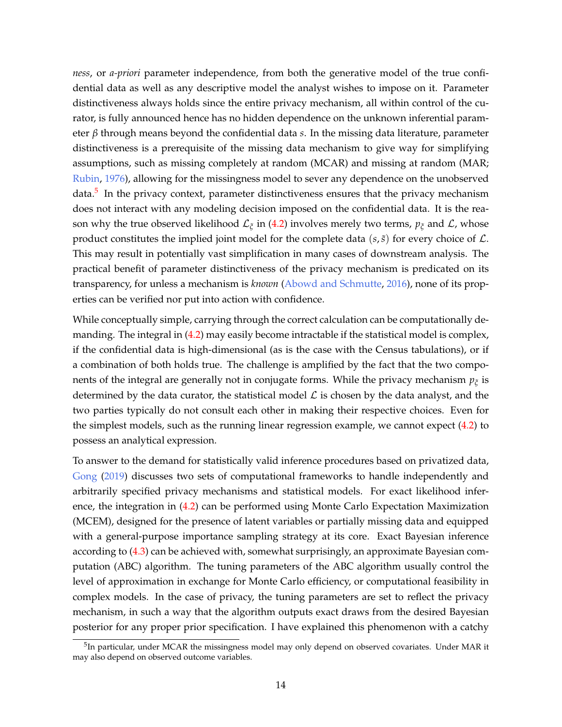*ness*, or *a-priori* parameter independence, from both the generative model of the true confidential data as well as any descriptive model the analyst wishes to impose on it. Parameter distinctiveness always holds since the entire privacy mechanism, all within control of the curator, is fully announced hence has no hidden dependence on the unknown inferential parameter $\beta$ through means beyond the confidential data $s$. In the missing data literature, parameter distinctiveness is a prerequisite of the missing data mechanism to give way for simplifying assumptions, such as missing completely at random (MCAR) and missing at random (MAR; Rubin, 1976), allowing for the missingness model to sever any dependence on the unobserved data.[5] In the privacy context, parameter distinctiveness ensures that the privacy mechanism does not interact with any modeling decision imposed on the confidential data. It is the reason why the true observed likelihood $\mathcal{L}_{\xi}$ in (4.2) involves merely two terms, $p_{\xi}$ and $\mathcal{L}$, whose product constitutes the implied joint model for the complete data $(s, \tilde{s})$ for every choice of $\mathcal{L}$. This may result in potentially vast simplification in many cases of downstream analysis. The practical benefit of parameter distinctiveness of the privacy mechanism is predicated on its transparency, for unless a mechanism is *known* (Abowd and Schmutte, 2016), none of its properties can be verified nor put into action with confidence.

While conceptually simple, carrying through the correct calculation can be computationally demanding. The integral in (4.2) may easily become intractable if the statistical model is complex, if the confidential data is high-dimensional (as is the case with the Census tabulations), or if a combination of both holds true. The challenge is amplified by the fact that the two components of the integral are generally not in conjugate forms. While the privacy mechanism $p_{\xi}$ is determined by the data curator, the statistical model $\mathcal{L}$ is chosen by the data analyst, and the two parties typically do not consult each other in making their respective choices. Even for the simplest models, such as the running linear regression example, we cannot expect (4.2) to possess an analytical expression.

To answer to the demand for statistically valid inference procedures based on privatized data, Gong (2019) discusses two sets of computational frameworks to handle independently and arbitrarily specified privacy mechanisms and statistical models. For exact likelihood inference, the integration in (4.2) can be performed using Monte Carlo Expectation Maximization (MCEM), designed for the presence of latent variables or partially missing data and equipped with a general-purpose importance sampling strategy at its core. Exact Bayesian inference according to (4.3) can be achieved with, somewhat surprisingly, an approximate Bayesian computation (ABC) algorithm. The tuning parameters of the ABC algorithm usually control the level of approximation in exchange for Monte Carlo efficiency, or computational feasibility in complex models. In the case of privacy, the tuning parameters are set to reflect the privacy mechanism, in such a way that the algorithm outputs exact draws from the desired Bayesian posterior for any proper prior specification. I have explained this phenomenon with a catchy

[5] In particular, under MCAR the missingness model may only depend on observed covariates. Under MAR it may also depend on observed outcome variables.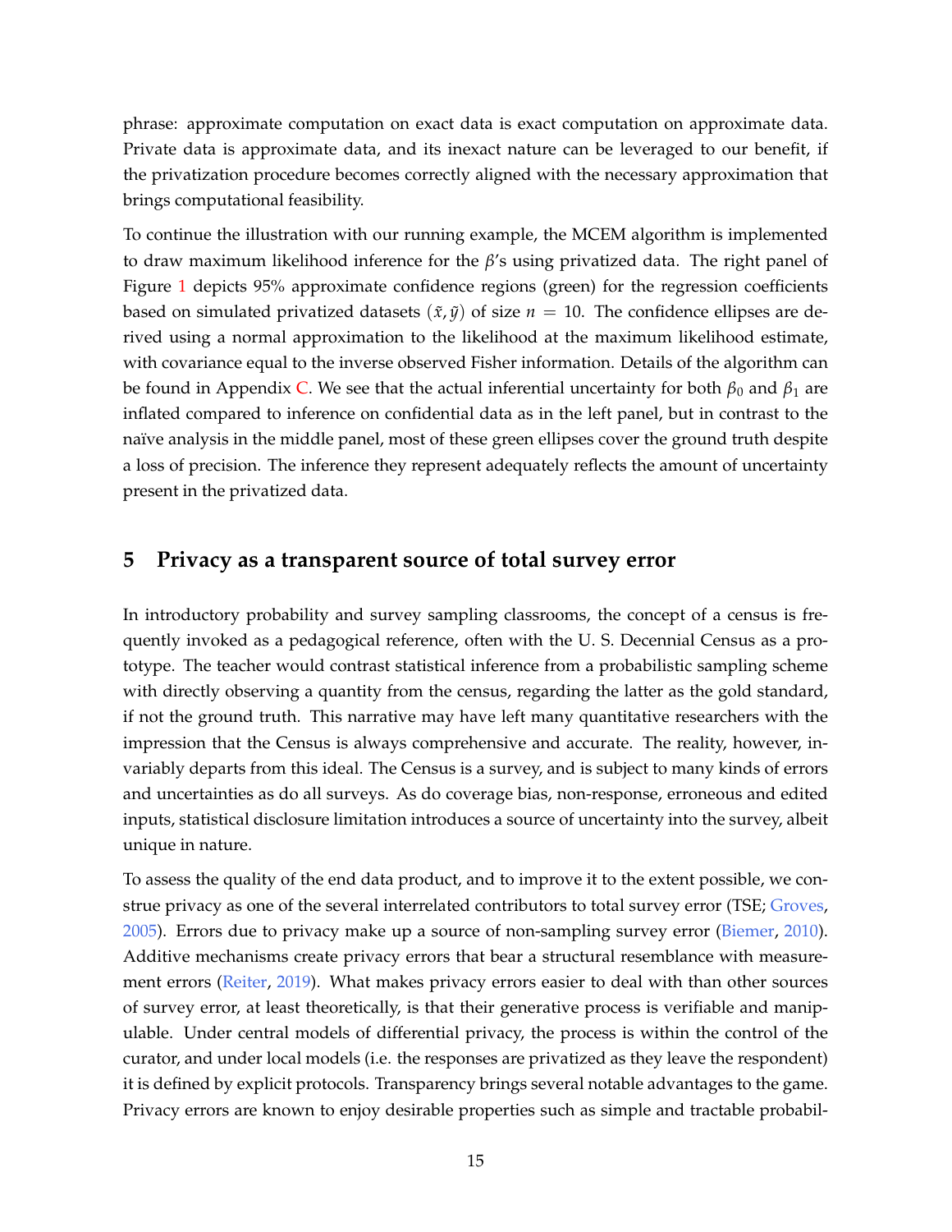phrase: approximate computation on exact data is exact computation on approximate data. Private data is approximate data, and its inexact nature can be leveraged to our benefit, if the privatization procedure becomes correctly aligned with the necessary approximation that brings computational feasibility.

To continue the illustration with our running example, the MCEM algorithm is implemented to draw maximum likelihood inference for the $\beta$'s using privatized data. The right panel of Figure 1 depicts 95% approximate confidence regions (green) for the regression coefficients based on simulated privatized datasets $(\tilde{x}, \tilde{y})$ of size $n = 10$. The confidence ellipses are derived using a normal approximation to the likelihood at the maximum likelihood estimate, with covariance equal to the inverse observed Fisher information. Details of the algorithm can be found in Appendix C. We see that the actual inferential uncertainty for both $\beta_0$ and $\beta_1$ are inflated compared to inference on confidential data as in the left panel, but in contrast to the naïve analysis in the middle panel, most of these green ellipses cover the ground truth despite a loss of precision. The inference they represent adequately reflects the amount of uncertainty present in the privatized data.

## 5 Privacy as a transparent source of total survey error

In introductory probability and survey sampling classrooms, the concept of a census is frequently invoked as a pedagogical reference, often with the U. S. Decennial Census as a prototype. The teacher would contrast statistical inference from a probabilistic sampling scheme with directly observing a quantity from the census, regarding the latter as the gold standard, if not the ground truth. This narrative may have left many quantitative researchers with the impression that the Census is always comprehensive and accurate. The reality, however, invariably departs from this ideal. The Census is a survey, and is subject to many kinds of errors and uncertainties as do all surveys. As do coverage bias, non-response, erroneous and edited inputs, statistical disclosure limitation introduces a source of uncertainty into the survey, albeit unique in nature.

To assess the quality of the end data product, and to improve it to the extent possible, we construe privacy as one of the several interrelated contributors to total survey error (TSE; Groves, 2005). Errors due to privacy make up a source of non-sampling survey error (Biemer, 2010). Additive mechanisms create privacy errors that bear a structural resemblance with measurement errors (Reiter, 2019). What makes privacy errors easier to deal with than other sources of survey error, at least theoretically, is that their generative process is verifiable and manipulable. Under central models of differential privacy, the process is within the control of the curator, and under local models (i.e. the responses are privatized as they leave the respondent) it is defined by explicit protocols. Transparency brings several notable advantages to the game. Privacy errors are known to enjoy desirable properties such as simple and tractable probabil-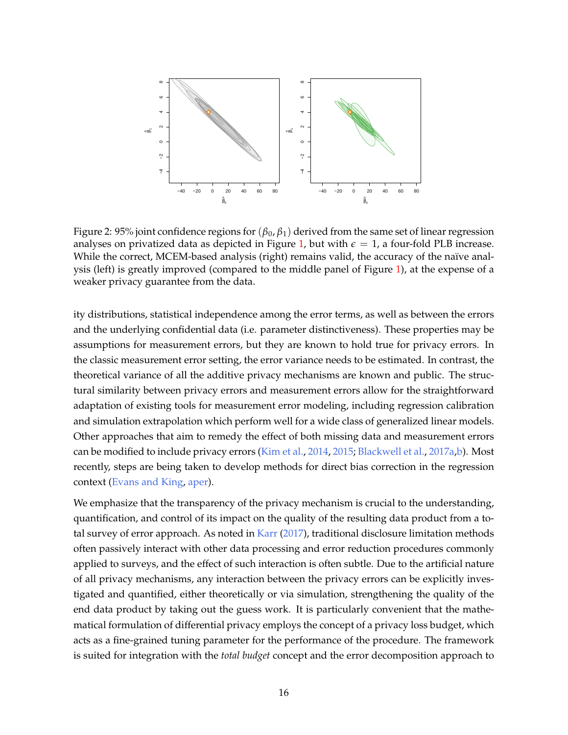Figure 2: 95% joint confidence regions for $(\beta_0, \beta_1)$ derived from the same set of linear regression analyses on privatized data as depicted in Figure 1, but with $\epsilon = 1$, a four-fold PLB increase. While the correct, MCEM-based analysis (right) remains valid, the accuracy of the naïve analysis (left) is greatly improved (compared to the middle panel of Figure 1), at the expense of a weaker privacy guarantee from the data.

ity distributions, statistical independence among the error terms, as well as between the errors and the underlying confidential data (i.e. parameter distinctiveness). These properties may be assumptions for measurement errors, but they are known to hold true for privacy errors. In the classic measurement error setting, the error variance needs to be estimated. In contrast, the theoretical variance of all the additive privacy mechanisms are known and public. The structural similarity between privacy errors and measurement errors allow for the straightforward adaptation of existing tools for measurement error modeling, including regression calibration and simulation extrapolation which perform well for a wide class of generalized linear models. Other approaches that aim to remedy the effect of both missing data and measurement errors can be modified to include privacy errors (Kim et al., 2014, 2015; Blackwell et al., 2017a,b). Most recently, steps are being taken to develop methods for direct bias correction in the regression context (Evans and King, aper).

We emphasize that the transparency of the privacy mechanism is crucial to the understanding, quantification, and control of its impact on the quality of the resulting data product from a total survey of error approach. As noted in Karr (2017), traditional disclosure limitation methods often passively interact with other data processing and error reduction procedures commonly applied to surveys, and the effect of such interaction is often subtle. Due to the artificial nature of all privacy mechanisms, any interaction between the privacy errors can be explicitly investigated and quantified, either theoretically or via simulation, strengthening the quality of the end data product by taking out the guess work. It is particularly convenient that the mathematical formulation of differential privacy employs the concept of a privacy loss budget, which acts as a fine-grained tuning parameter for the performance of the procedure. The framework is suited for integration with the *total budget* concept and the error decomposition approach to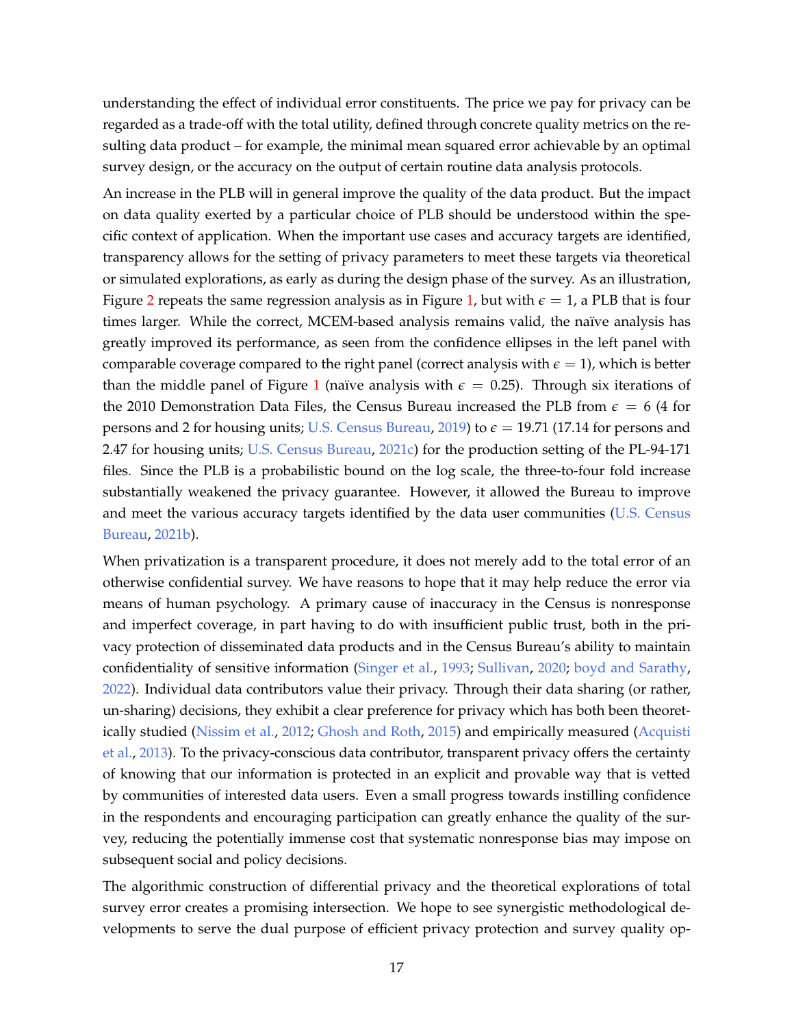understanding the effect of individual error constituents. The price we pay for privacy can be regarded as a trade-off with the total utility, defined through concrete quality metrics on the resulting data product – for example, the minimal mean squared error achievable by an optimal survey design, or the accuracy on the output of certain routine data analysis protocols.

An increase in the PLB will in general improve the quality of the data product. But the impact on data quality exerted by a particular choice of PLB should be understood within the specific context of application. When the important use cases and accuracy targets are identified, transparency allows for the setting of privacy parameters to meet these targets via theoretical or simulated explorations, as early as during the design phase of the survey. As an illustration, Figure 2 repeats the same regression analysis as in Figure 1, but with $\epsilon = 1$, a PLB that is four times larger. While the correct, MCEM-based analysis remains valid, the naïve analysis has greatly improved its performance, as seen from the confidence ellipses in the left panel with comparable coverage compared to the right panel (correct analysis with $\epsilon = 1$), which is better than the middle panel of Figure 1 (naïve analysis with $\epsilon = 0.25$). Through six iterations of the 2010 Demonstration Data Files, the Census Bureau increased the PLB from $\epsilon = 6$ (4 for persons and 2 for housing units; U.S. Census Bureau, 2019) to $\epsilon = 19.71$ (17.14 for persons and 2.47 for housing units; U.S. Census Bureau, 2021c) for the production setting of the PL-94-171 files. Since the PLB is a probabilistic bound on the log scale, the three-to-four fold increase substantially weakened the privacy guarantee. However, it allowed the Bureau to improve and meet the various accuracy targets identified by the data user communities (U.S. Census Bureau, 2021b).

When privatization is a transparent procedure, it does not merely add to the total error of an otherwise confidential survey. We have reasons to hope that it may help reduce the error via means of human psychology. A primary cause of inaccuracy in the Census is nonresponse and imperfect coverage, in part having to do with insufficient public trust, both in the privacy protection of disseminated data products and in the Census Bureau's ability to maintain confidentiality of sensitive information (Singer et al., 1993; Sullivan, 2020; boyd and Sarathy, 2022). Individual data contributors value their privacy. Through their data sharing (or rather, un-sharing) decisions, they exhibit a clear preference for privacy which has both been theoretically studied (Nissim et al., 2012; Ghosh and Roth, 2015) and empirically measured (Acquisti et al., 2013). To the privacy-conscious data contributor, transparent privacy offers the certainty of knowing that our information is protected in an explicit and provable way that is vetted by communities of interested data users. Even a small progress towards instilling confidence in the respondents and encouraging participation can greatly enhance the quality of the survey, reducing the potentially immense cost that systematic nonresponse bias may impose on subsequent social and policy decisions.

The algorithmic construction of differential privacy and the theoretical explorations of total survey error creates a promising intersection. We hope to see synergistic methodological developments to serve the dual purpose of efficient privacy protection and survey quality op-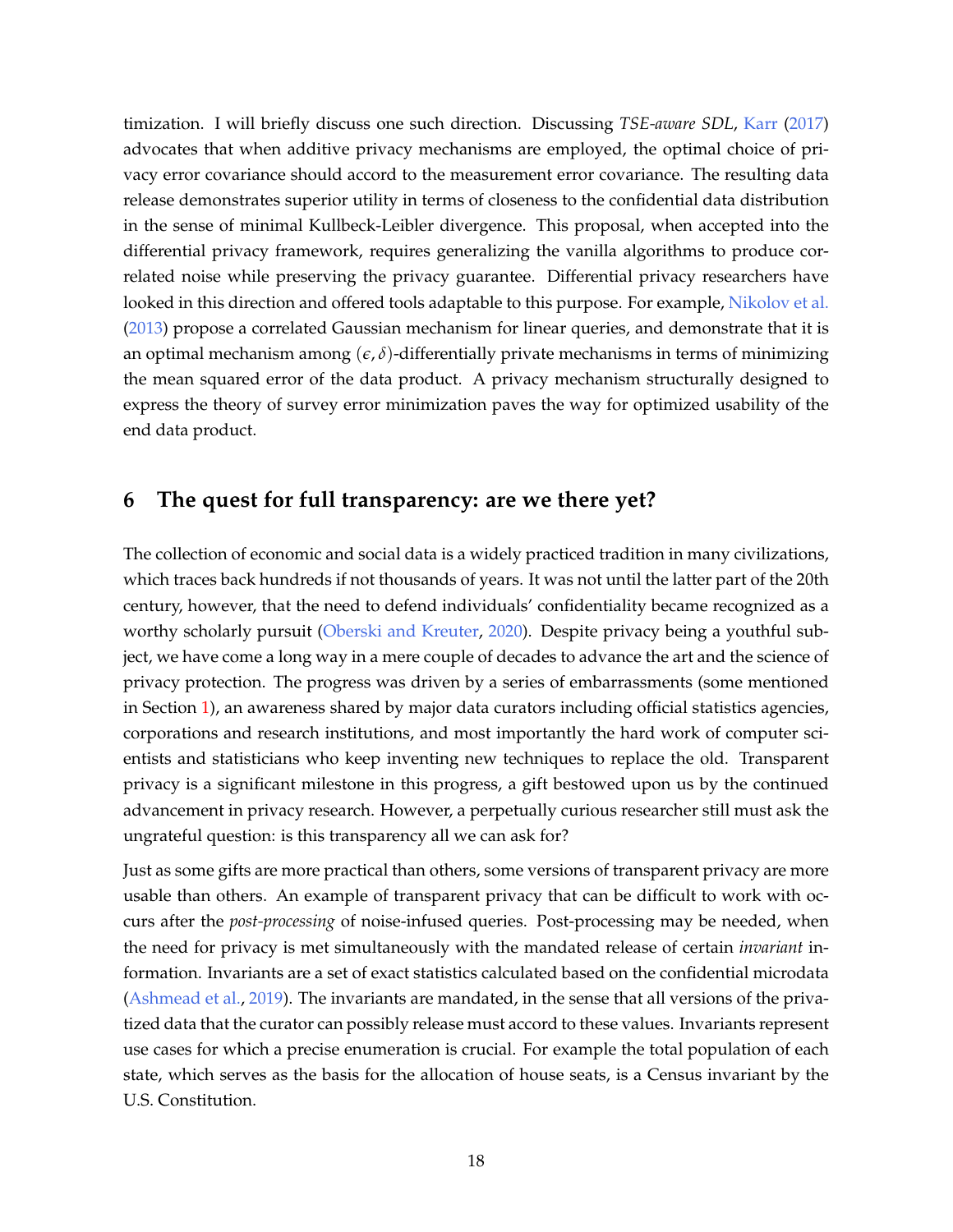timization. I will briefly discuss one such direction. Discussing *TSE-aware SDL*, Karr (2017) advocates that when additive privacy mechanisms are employed, the optimal choice of privacy error covariance should accord to the measurement error covariance. The resulting data release demonstrates superior utility in terms of closeness to the confidential data distribution in the sense of minimal Kullbeck-Leibler divergence. This proposal, when accepted into the differential privacy framework, requires generalizing the vanilla algorithms to produce correlated noise while preserving the privacy guarantee. Differential privacy researchers have looked in this direction and offered tools adaptable to this purpose. For example, Nikolov et al. (2013) propose a correlated Gaussian mechanism for linear queries, and demonstrate that it is an optimal mechanism among $(\epsilon, \delta)$-differentially private mechanisms in terms of minimizing the mean squared error of the data product. A privacy mechanism structurally designed to express the theory of survey error minimization paves the way for optimized usability of the end data product.

## 6 The quest for full transparency: are we there yet?

The collection of economic and social data is a widely practiced tradition in many civilizations, which traces back hundreds if not thousands of years. It was not until the latter part of the 20th century, however, that the need to defend individuals' confidentiality became recognized as a worthy scholarly pursuit (Oberski and Kreuter, 2020). Despite privacy being a youthful subject, we have come a long way in a mere couple of decades to advance the art and the science of privacy protection. The progress was driven by a series of embarrassments (some mentioned in Section 1), an awareness shared by major data curators including official statistics agencies, corporations and research institutions, and most importantly the hard work of computer scientists and statisticians who keep inventing new techniques to replace the old. Transparent privacy is a significant milestone in this progress, a gift bestowed upon us by the continued advancement in privacy research. However, a perpetually curious researcher still must ask the ungrateful question: is this transparency all we can ask for?

Just as some gifts are more practical than others, some versions of transparent privacy are more usable than others. An example of transparent privacy that can be difficult to work with occurs after the *post-processing* of noise-infused queries. Post-processing may be needed, when the need for privacy is met simultaneously with the mandated release of certain *invariant* information. Invariants are a set of exact statistics calculated based on the confidential microdata (Ashmead et al., 2019). The invariants are mandated, in the sense that all versions of the privatized data that the curator can possibly release must accord to these values. Invariants represent use cases for which a precise enumeration is crucial. For example the total population of each state, which serves as the basis for the allocation of house seats, is a Census invariant by the U.S. Constitution.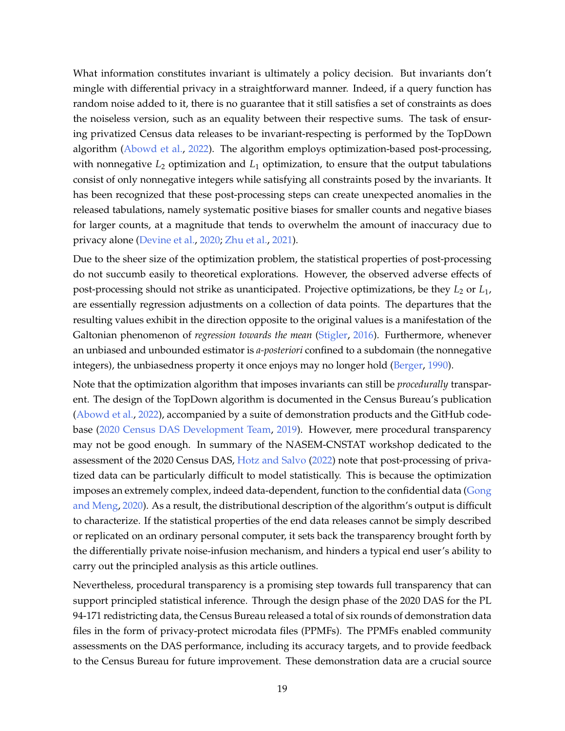What information constitutes invariant is ultimately a policy decision. But invariants don't mingle with differential privacy in a straightforward manner. Indeed, if a query function has random noise added to it, there is no guarantee that it still satisfies a set of constraints as does the noiseless version, such as an equality between their respective sums. The task of ensuring privatized Census data releases to be invariant-respecting is performed by the TopDown algorithm (Abowd et al., 2022). The algorithm employs optimization-based post-processing, with nonnegative $L_2$ optimization and $L_1$ optimization, to ensure that the output tabulations consist of only nonnegative integers while satisfying all constraints posed by the invariants. It has been recognized that these post-processing steps can create unexpected anomalies in the released tabulations, namely systematic positive biases for smaller counts and negative biases for larger counts, at a magnitude that tends to overwhelm the amount of inaccuracy due to privacy alone (Devine et al., 2020; Zhu et al., 2021).

Due to the sheer size of the optimization problem, the statistical properties of post-processing do not succumb easily to theoretical explorations. However, the observed adverse effects of post-processing should not strike as unanticipated. Projective optimizations, be they $L_2$ or $L_1$, are essentially regression adjustments on a collection of data points. The departures that the resulting values exhibit in the direction opposite to the original values is a manifestation of the Galtonian phenomenon of *regression towards the mean* (Stigler, 2016). Furthermore, whenever an unbiased and unbounded estimator is *a-posteriori* confined to a subdomain (the nonnegative integers), the unbiasedness property it once enjoys may no longer hold (Berger, 1990).

Note that the optimization algorithm that imposes invariants can still be *procedurally* transparent. The design of the TopDown algorithm is documented in the Census Bureau's publication (Abowd et al., 2022), accompanied by a suite of demonstration products and the GitHub codebase (2020 Census DAS Development Team, 2019). However, mere procedural transparency may not be good enough. In summary of the NASEM-CNSTAT workshop dedicated to the assessment of the 2020 Census DAS, Hotz and Salvo (2022) note that post-processing of privatized data can be particularly difficult to model statistically. This is because the optimization imposes an extremely complex, indeed data-dependent, function to the confidential data (Gong and Meng, 2020). As a result, the distributional description of the algorithm's output is difficult to characterize. If the statistical properties of the end data releases cannot be simply described or replicated on an ordinary personal computer, it sets back the transparency brought forth by the differentially private noise-infusion mechanism, and hinders a typical end user's ability to carry out the principled analysis as this article outlines.

Nevertheless, procedural transparency is a promising step towards full transparency that can support principled statistical inference. Through the design phase of the 2020 DAS for the PL 94-171 redistricting data, the Census Bureau released a total of six rounds of demonstration data files in the form of privacy-protect microdata files (PPMFs). The PPMFs enabled community assessments on the DAS performance, including its accuracy targets, and to provide feedback to the Census Bureau for future improvement. These demonstration data are a crucial source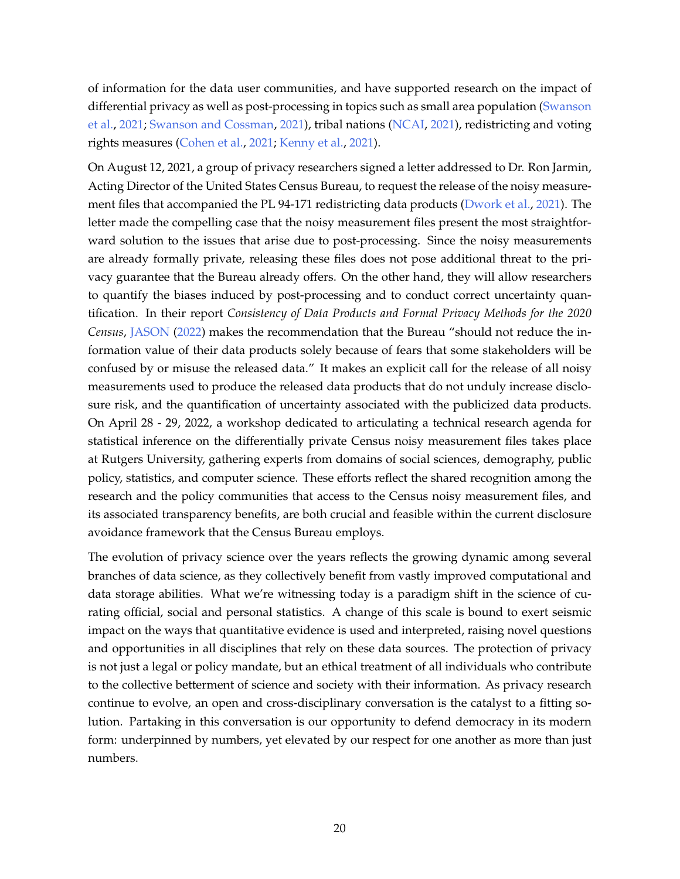of information for the data user communities, and have supported research on the impact of differential privacy as well as post-processing in topics such as small area population (Swanson et al., 2021; Swanson and Cossman, 2021), tribal nations (NCAI, 2021), redistricting and voting rights measures (Cohen et al., 2021; Kenny et al., 2021).

On August 12, 2021, a group of privacy researchers signed a letter addressed to Dr. Ron Jarmin, Acting Director of the United States Census Bureau, to request the release of the noisy measurement files that accompanied the PL 94-171 redistricting data products (Dwork et al., 2021). The letter made the compelling case that the noisy measurement files present the most straightforward solution to the issues that arise due to post-processing. Since the noisy measurements are already formally private, releasing these files does not pose additional threat to the privacy guarantee that the Bureau already offers. On the other hand, they will allow researchers to quantify the biases induced by post-processing and to conduct correct uncertainty quantification. In their report *Consistency of Data Products and Formal Privacy Methods for the 2020 Census*, JASON (2022) makes the recommendation that the Bureau "should not reduce the information value of their data products solely because of fears that some stakeholders will be confused by or misuse the released data." It makes an explicit call for the release of all noisy measurements used to produce the released data products that do not unduly increase disclosure risk, and the quantification of uncertainty associated with the publicized data products. On April 28 - 29, 2022, a workshop dedicated to articulating a technical research agenda for statistical inference on the differentially private Census noisy measurement files takes place at Rutgers University, gathering experts from domains of social sciences, demography, public policy, statistics, and computer science. These efforts reflect the shared recognition among the research and the policy communities that access to the Census noisy measurement files, and its associated transparency benefits, are both crucial and feasible within the current disclosure avoidance framework that the Census Bureau employs.

The evolution of privacy science over the years reflects the growing dynamic among several branches of data science, as they collectively benefit from vastly improved computational and data storage abilities. What we're witnessing today is a paradigm shift in the science of curating official, social and personal statistics. A change of this scale is bound to exert seismic impact on the ways that quantitative evidence is used and interpreted, raising novel questions and opportunities in all disciplines that rely on these data sources. The protection of privacy is not just a legal or policy mandate, but an ethical treatment of all individuals who contribute to the collective betterment of science and society with their information. As privacy research continue to evolve, an open and cross-disciplinary conversation is the catalyst to a fitting solution. Partaking in this conversation is our opportunity to defend democracy in its modern form: underpinned by numbers, yet elevated by our respect for one another as more than just numbers.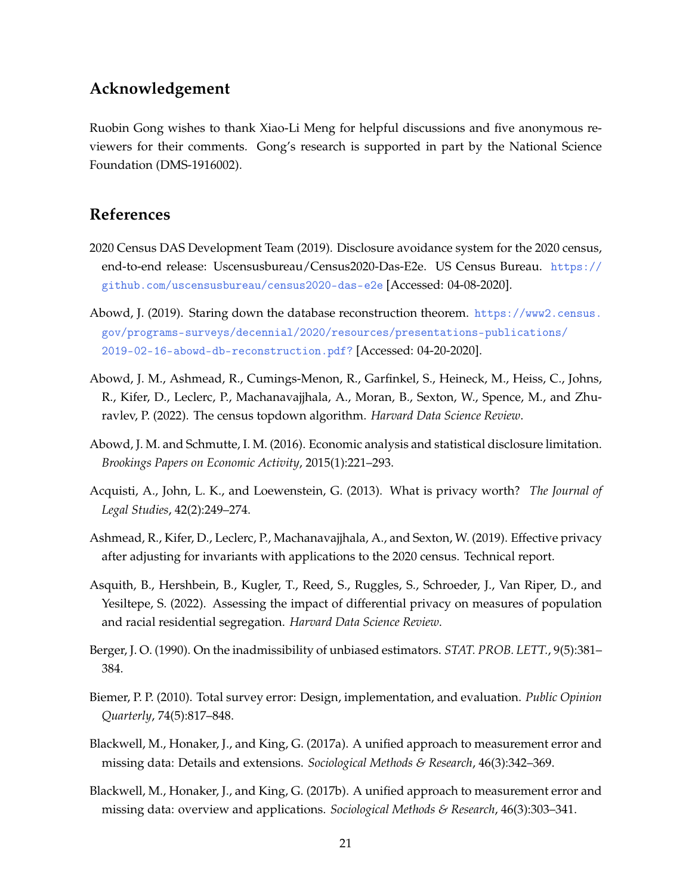## Acknowledgement

Ruobin Gong wishes to thank Xiao-Li Meng for helpful discussions and five anonymous reviewers for their comments. Gong's research is supported in part by the National Science Foundation (DMS-1916002).

## References

2020 Census DAS Development Team (2019). Disclosure avoidance system for the 2020 census, end-to-end release: Uscensusbureau/Census2020-Das-E2e. US Census Bureau. https://github.com/uscensusbureau/census2020-das-e2e [Accessed: 04-08-2020].

Abowd, J. (2019). Staring down the database reconstruction theorem. https://www2.census.gov/programs-surveys/decennial/2020/resources/presentations-publications/2019-02-16-abowd-db-reconstruction.pdf? [Accessed: 04-20-2020].

Abowd, J. M., Ashmead, R., Cumings-Menon, R., Garfinkel, S., Heineck, M., Heiss, C., Johns, R., Kifer, D., Leclerc, P., Machanavajjhala, A., Moran, B., Sexton, W., Spence, M., and Zhuravlev, P. (2022). The census topdown algorithm. *Harvard Data Science Review*.

Abowd, J. M. and Schmutte, I. M. (2016). Economic analysis and statistical disclosure limitation. *Brookings Papers on Economic Activity*, 2015(1):221–293.

Acquisti, A., John, L. K., and Loewenstein, G. (2013). What is privacy worth? *The Journal of Legal Studies*, 42(2):249–274.

Ashmead, R., Kifer, D., Leclerc, P., Machanavajjhala, A., and Sexton, W. (2019). Effective privacy after adjusting for invariants with applications to the 2020 census. Technical report.

Asquith, B., Hershbein, B., Kugler, T., Reed, S., Ruggles, S., Schroeder, J., Van Riper, D., and Yesiltepe, S. (2022). Assessing the impact of differential privacy on measures of population and racial residential segregation. *Harvard Data Science Review*.

Berger, J. O. (1990). On the inadmissibility of unbiased estimators. *STAT. PROB. LETT.*, 9(5):381–384.

Biemer, P. P. (2010). Total survey error: Design, implementation, and evaluation. *Public Opinion Quarterly*, 74(5):817–848.

Blackwell, M., Honaker, J., and King, G. (2017a). A unified approach to measurement error and missing data: Details and extensions. *Sociological Methods & Research*, 46(3):342–369.

Blackwell, M., Honaker, J., and King, G. (2017b). A unified approach to measurement error and missing data: overview and applications. *Sociological Methods & Research*, 46(3):303–341.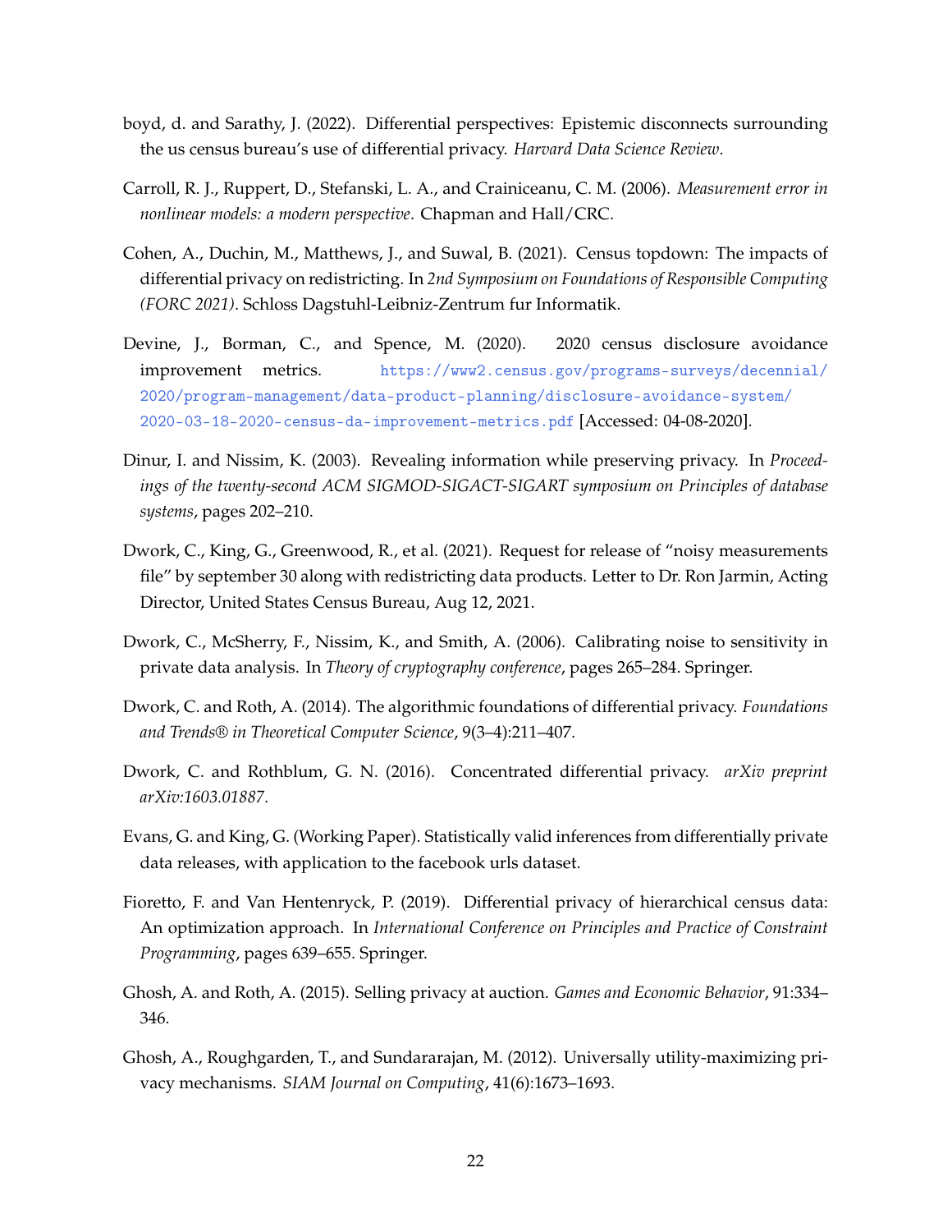boyd, d. and Sarathy, J. (2022). Differential perspectives: Epistemic disconnects surrounding the us census bureau's use of differential privacy. *Harvard Data Science Review*.

Carroll, R. J., Ruppert, D., Stefanski, L. A., and Crainiceanu, C. M. (2006). *Measurement error in nonlinear models: a modern perspective*. Chapman and Hall/CRC.

Cohen, A., Duchin, M., Matthews, J., and Suwal, B. (2021). Census topdown: The impacts of differential privacy on redistricting. In *2nd Symposium on Foundations of Responsible Computing (FORC 2021)*. Schloss Dagstuhl-Leibniz-Zentrum fur Informatik.

Devine, J., Borman, C., and Spence, M. (2020). 2020 census disclosure avoidance improvement metrics. https://www2.census.gov/programs-surveys/decennial/2020/program-management/data-product-planning/disclosure-avoidance-system/2020-03-18-2020-census-da-improvement-metrics.pdf [Accessed: 04-08-2020].

Dinur, I. and Nissim, K. (2003). Revealing information while preserving privacy. In *Proceedings of the twenty-second ACM SIGMOD-SIGACT-SIGART symposium on Principles of database systems*, pages 202–210.

Dwork, C., King, G., Greenwood, R., et al. (2021). Request for release of "noisy measurements file" by september 30 along with redistricting data products. Letter to Dr. Ron Jarmin, Acting Director, United States Census Bureau, Aug 12, 2021.

Dwork, C., McSherry, F., Nissim, K., and Smith, A. (2006). Calibrating noise to sensitivity in private data analysis. In *Theory of cryptography conference*, pages 265–284. Springer.

Dwork, C. and Roth, A. (2014). The algorithmic foundations of differential privacy. *Foundations and Trends® in Theoretical Computer Science*, 9(3–4):211–407.

Dwork, C. and Rothblum, G. N. (2016). Concentrated differential privacy. *arXiv preprint arXiv:1603.01887*.

Evans, G. and King, G. (Working Paper). Statistically valid inferences from differentially private data releases, with application to the facebook urls dataset.

Fioretto, F. and Van Hentenryck, P. (2019). Differential privacy of hierarchical census data: An optimization approach. In *International Conference on Principles and Practice of Constraint Programming*, pages 639–655. Springer.

Ghosh, A. and Roth, A. (2015). Selling privacy at auction. *Games and Economic Behavior*, 91:334–346.

Ghosh, A., Roughgarden, T., and Sundararajan, M. (2012). Universally utility-maximizing privacy mechanisms. *SIAM Journal on Computing*, 41(6):1673–1693.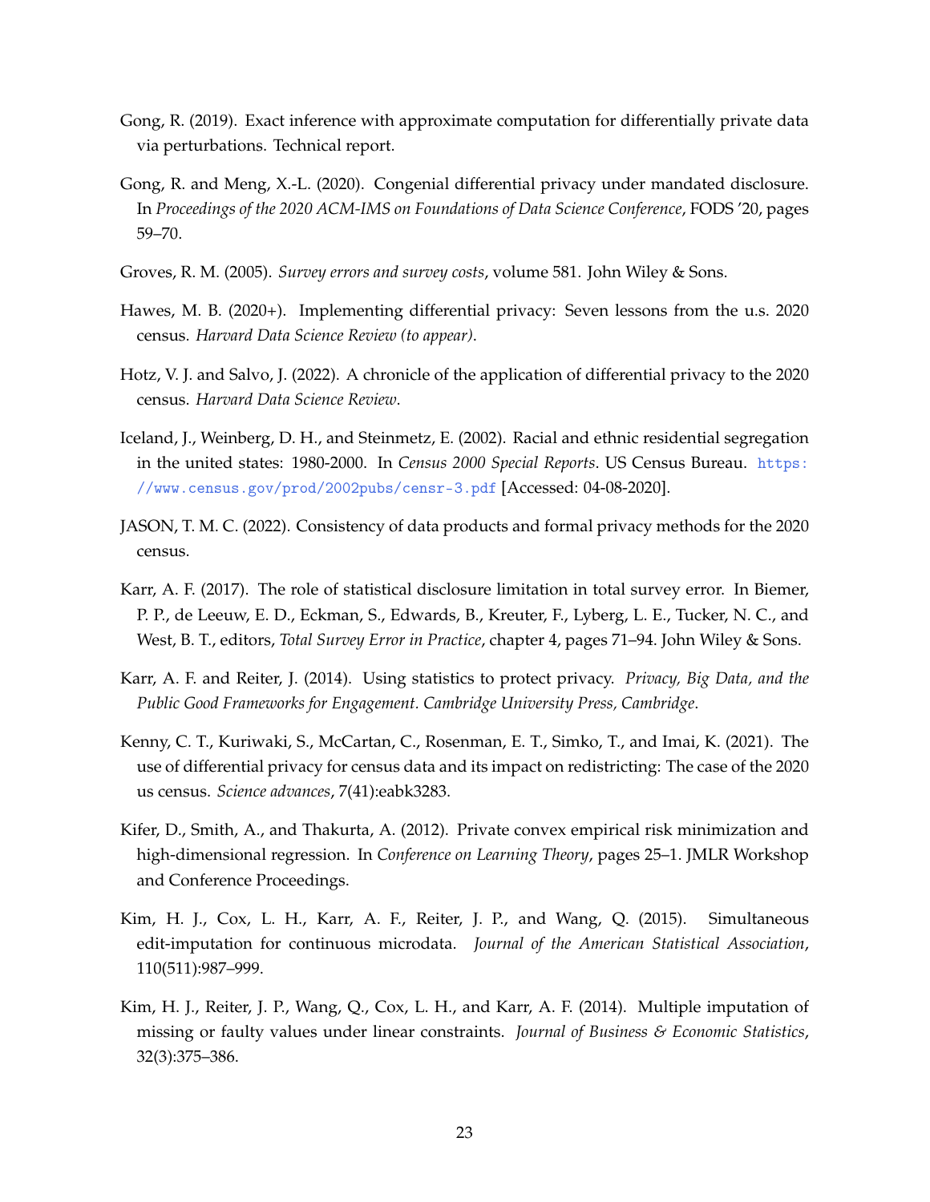Gong, R. (2019). Exact inference with approximate computation for differentially private data via perturbations. Technical report.

Gong, R. and Meng, X.-L. (2020). Congenial differential privacy under mandated disclosure. In *Proceedings of the 2020 ACM-IMS on Foundations of Data Science Conference*, FODS '20, pages 59–70.

Groves, R. M. (2005). *Survey errors and survey costs*, volume 581. John Wiley & Sons.

Hawes, M. B. (2020+). Implementing differential privacy: Seven lessons from the u.s. 2020 census. *Harvard Data Science Review (to appear)*.

Hotz, V. J. and Salvo, J. (2022). A chronicle of the application of differential privacy to the 2020 census. *Harvard Data Science Review*.

Iceland, J., Weinberg, D. H., and Steinmetz, E. (2002). Racial and ethnic residential segregation in the united states: 1980-2000. In *Census 2000 Special Reports*. US Census Bureau. https://www.census.gov/prod/2002pubs/censr-3.pdf [Accessed: 04-08-2020].

JASON, T. M. C. (2022). Consistency of data products and formal privacy methods for the 2020 census.

Karr, A. F. (2017). The role of statistical disclosure limitation in total survey error. In Biemer, P. P., de Leeuw, E. D., Eckman, S., Edwards, B., Kreuter, F., Lyberg, L. E., Tucker, N. C., and West, B. T., editors, *Total Survey Error in Practice*, chapter 4, pages 71–94. John Wiley & Sons.

Karr, A. F. and Reiter, J. (2014). Using statistics to protect privacy. *Privacy, Big Data, and the Public Good Frameworks for Engagement. Cambridge University Press, Cambridge*.

Kenny, C. T., Kuriwaki, S., McCartan, C., Rosenman, E. T., Simko, T., and Imai, K. (2021). The use of differential privacy for census data and its impact on redistricting: The case of the 2020 us census. *Science advances*, 7(41):eabk3283.

Kifer, D., Smith, A., and Thakurta, A. (2012). Private convex empirical risk minimization and high-dimensional regression. In *Conference on Learning Theory*, pages 25–1. JMLR Workshop and Conference Proceedings.

Kim, H. J., Cox, L. H., Karr, A. F., Reiter, J. P., and Wang, Q. (2015). Simultaneous edit-imputation for continuous microdata. *Journal of the American Statistical Association*, 110(511):987–999.

Kim, H. J., Reiter, J. P., Wang, Q., Cox, L. H., and Karr, A. F. (2014). Multiple imputation of missing or faulty values under linear constraints. *Journal of Business & Economic Statistics*, 32(3):375–386.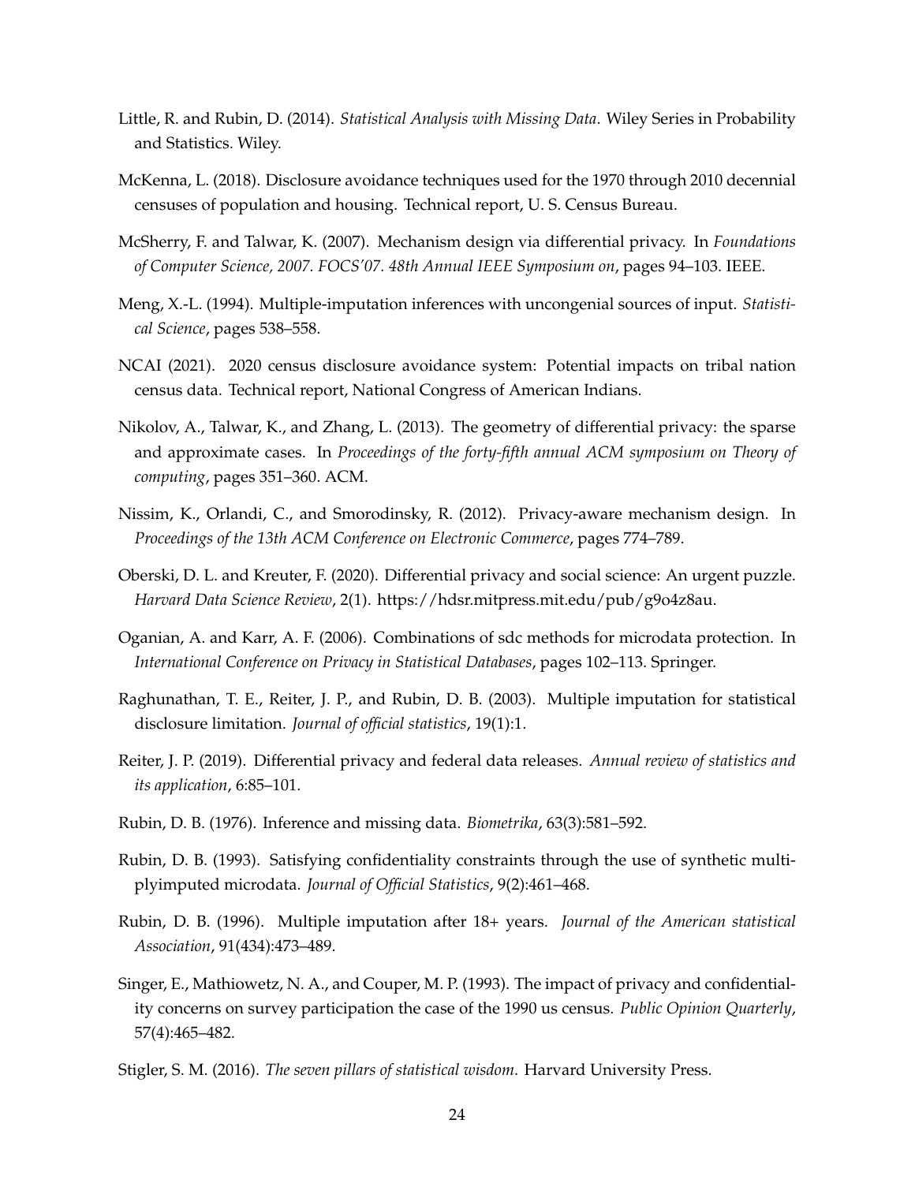Little, R. and Rubin, D. (2014). *Statistical Analysis with Missing Data*. Wiley Series in Probability and Statistics. Wiley.

McKenna, L. (2018). Disclosure avoidance techniques used for the 1970 through 2010 decennial censuses of population and housing. Technical report, U. S. Census Bureau.

McSherry, F. and Talwar, K. (2007). Mechanism design via differential privacy. In *Foundations of Computer Science, 2007. FOCS'07. 48th Annual IEEE Symposium on*, pages 94–103. IEEE.

Meng, X.-L. (1994). Multiple-imputation inferences with uncongenial sources of input. *Statistical Science*, pages 538–558.

NCAI (2021). 2020 census disclosure avoidance system: Potential impacts on tribal nation census data. Technical report, National Congress of American Indians.

Nikolov, A., Talwar, K., and Zhang, L. (2013). The geometry of differential privacy: the sparse and approximate cases. In *Proceedings of the forty-fifth annual ACM symposium on Theory of computing*, pages 351–360. ACM.

Nissim, K., Orlandi, C., and Smorodinsky, R. (2012). Privacy-aware mechanism design. In *Proceedings of the 13th ACM Conference on Electronic Commerce*, pages 774–789.

Oberski, D. L. and Kreuter, F. (2020). Differential privacy and social science: An urgent puzzle. *Harvard Data Science Review*, 2(1). https://hdsr.mitpress.mit.edu/pub/g9o4z8au.

Oganian, A. and Karr, A. F. (2006). Combinations of sdc methods for microdata protection. In *International Conference on Privacy in Statistical Databases*, pages 102–113. Springer.

Raghunathan, T. E., Reiter, J. P., and Rubin, D. B. (2003). Multiple imputation for statistical disclosure limitation. *Journal of official statistics*, 19(1):1.

Reiter, J. P. (2019). Differential privacy and federal data releases. *Annual review of statistics and its application*, 6:85–101.

Rubin, D. B. (1976). Inference and missing data. *Biometrika*, 63(3):581–592.

Rubin, D. B. (1993). Satisfying confidentiality constraints through the use of synthetic multiplyimputed microdata. *Journal of Official Statistics*, 9(2):461–468.

Rubin, D. B. (1996). Multiple imputation after 18+ years. *Journal of the American statistical Association*, 91(434):473–489.

Singer, E., Mathiowetz, N. A., and Couper, M. P. (1993). The impact of privacy and confidentiality concerns on survey participation the case of the 1990 us census. *Public Opinion Quarterly*, 57(4):465–482.

Stigler, S. M. (2016). *The seven pillars of statistical wisdom*. Harvard University Press.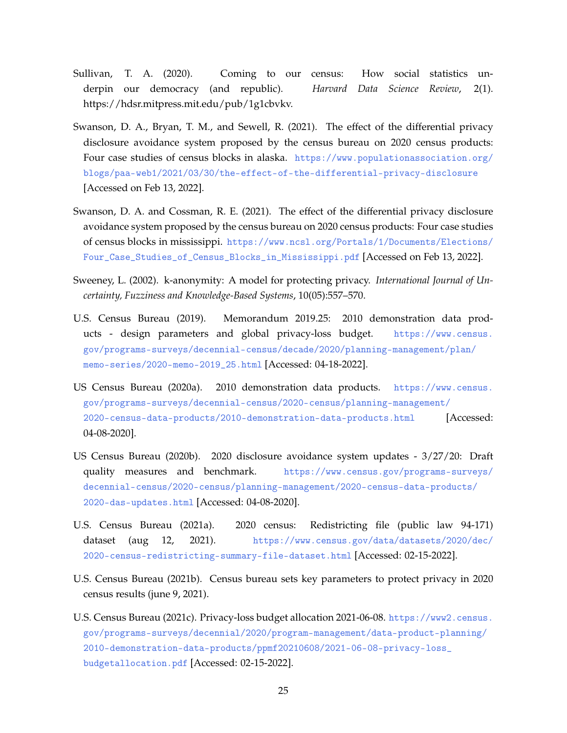Sullivan, T. A. (2020). Coming to our census: How social statistics underpin our democracy (and republic). *Harvard Data Science Review*, 2(1). https://hdsr.mitpress.mit.edu/pub/1g1cbvkv.

Swanson, D. A., Bryan, T. M., and Sewell, R. (2021). The effect of the differential privacy disclosure avoidance system proposed by the census bureau on 2020 census products: Four case studies of census blocks in alaska. https://www.populationassociation.org/blogs/paa-web1/2021/03/30/the-effect-of-the-differential-privacy-disclosure [Accessed on Feb 13, 2022].

Swanson, D. A. and Cossman, R. E. (2021). The effect of the differential privacy disclosure avoidance system proposed by the census bureau on 2020 census products: Four case studies of census blocks in mississippi. https://www.ncsl.org/Portals/1/Documents/Elections/Four_Case_Studies_of_Census_Blocks_in_Mississippi.pdf [Accessed on Feb 13, 2022].

Sweeney, L. (2002). k-anonymity: A model for protecting privacy. *International Journal of Uncertainty, Fuzziness and Knowledge-Based Systems*, 10(05):557–570.

U.S. Census Bureau (2019). Memorandum 2019.25: 2010 demonstration data products - design parameters and global privacy-loss budget. https://www.census.gov/programs-surveys/decennial-census/decade/2020/planning-management/plan/memo-series/2020-memo-2019_25.html [Accessed: 04-18-2022].

US Census Bureau (2020a). 2010 demonstration data products. https://www.census.gov/programs-surveys/decennial-census/2020-census/planning-management/2020-census-data-products/2010-demonstration-data-products.html [Accessed: 04-08-2020].

US Census Bureau (2020b). 2020 disclosure avoidance system updates - 3/27/20: Draft quality measures and benchmark. https://www.census.gov/programs-surveys/decennial-census/2020-census/planning-management/2020-census-data-products/2020-das-updates.html [Accessed: 04-08-2020].

U.S. Census Bureau (2021a). 2020 census: Redistricting file (public law 94-171) dataset (aug 12, 2021). https://www.census.gov/data/datasets/2020/dec/2020-census-redistricting-summary-file-dataset.html [Accessed: 02-15-2022].

U.S. Census Bureau (2021b). Census bureau sets key parameters to protect privacy in 2020 census results (june 9, 2021).

U.S. Census Bureau (2021c). Privacy-loss budget allocation 2021-06-08. https://www2.census.gov/programs-surveys/decennial/2020/program-management/data-product-planning/2010-demonstration-data-products/ppmf20210608/2021-06-08-privacy-loss_budgetallocation.pdf [Accessed: 02-15-2022].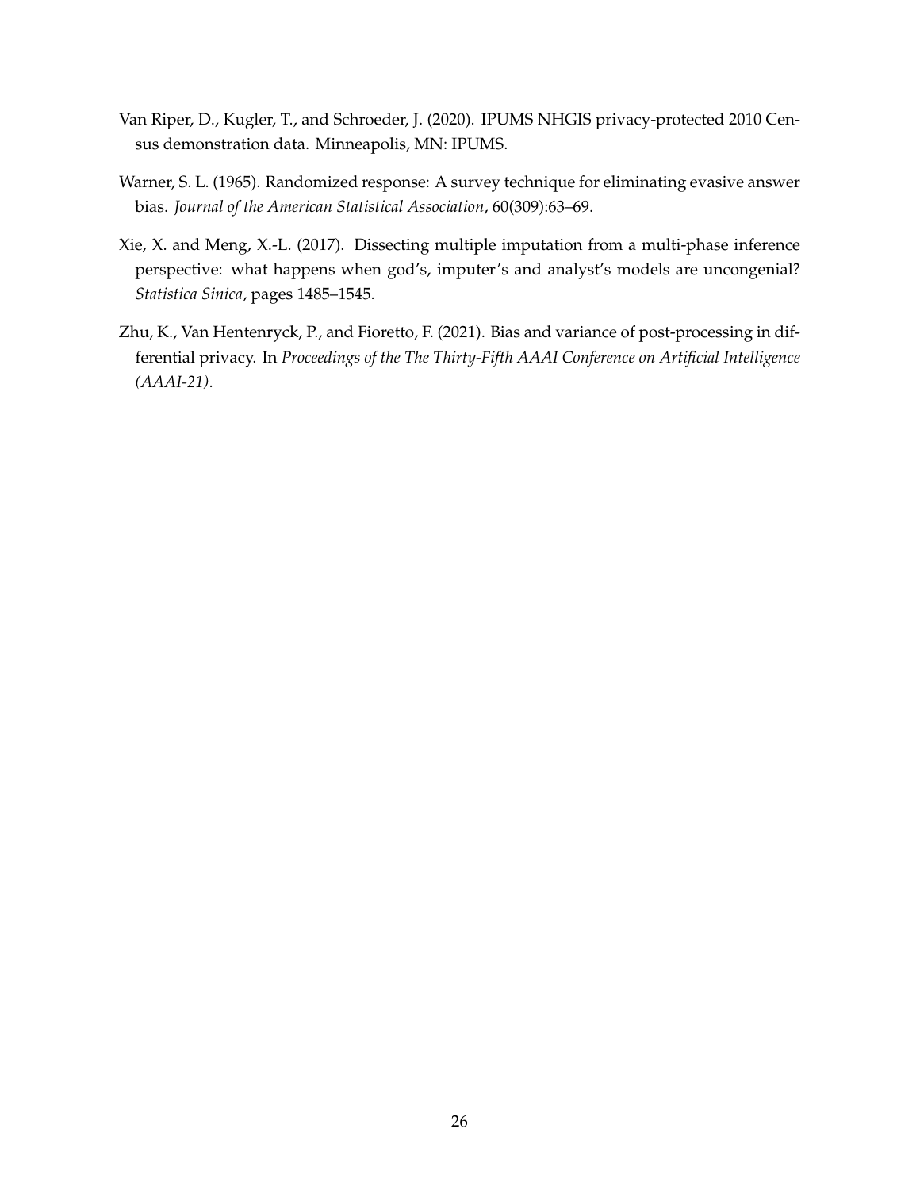Van Riper, D., Kugler, T., and Schroeder, J. (2020). IPUMS NHGIS privacy-protected 2010 Census demonstration data. Minneapolis, MN: IPUMS.

Warner, S. L. (1965). Randomized response: A survey technique for eliminating evasive answer bias. *Journal of the American Statistical Association*, 60(309):63–69.

Xie, X. and Meng, X.-L. (2017). Dissecting multiple imputation from a multi-phase inference perspective: what happens when god's, imputer's and analyst's models are uncongenial? *Statistica Sinica*, pages 1485–1545.

Zhu, K., Van Hentenryck, P., and Fioretto, F. (2021). Bias and variance of post-processing in differential privacy. In *Proceedings of the The Thirty-Fifth AAAI Conference on Artificial Intelligence (AAAI-21)*.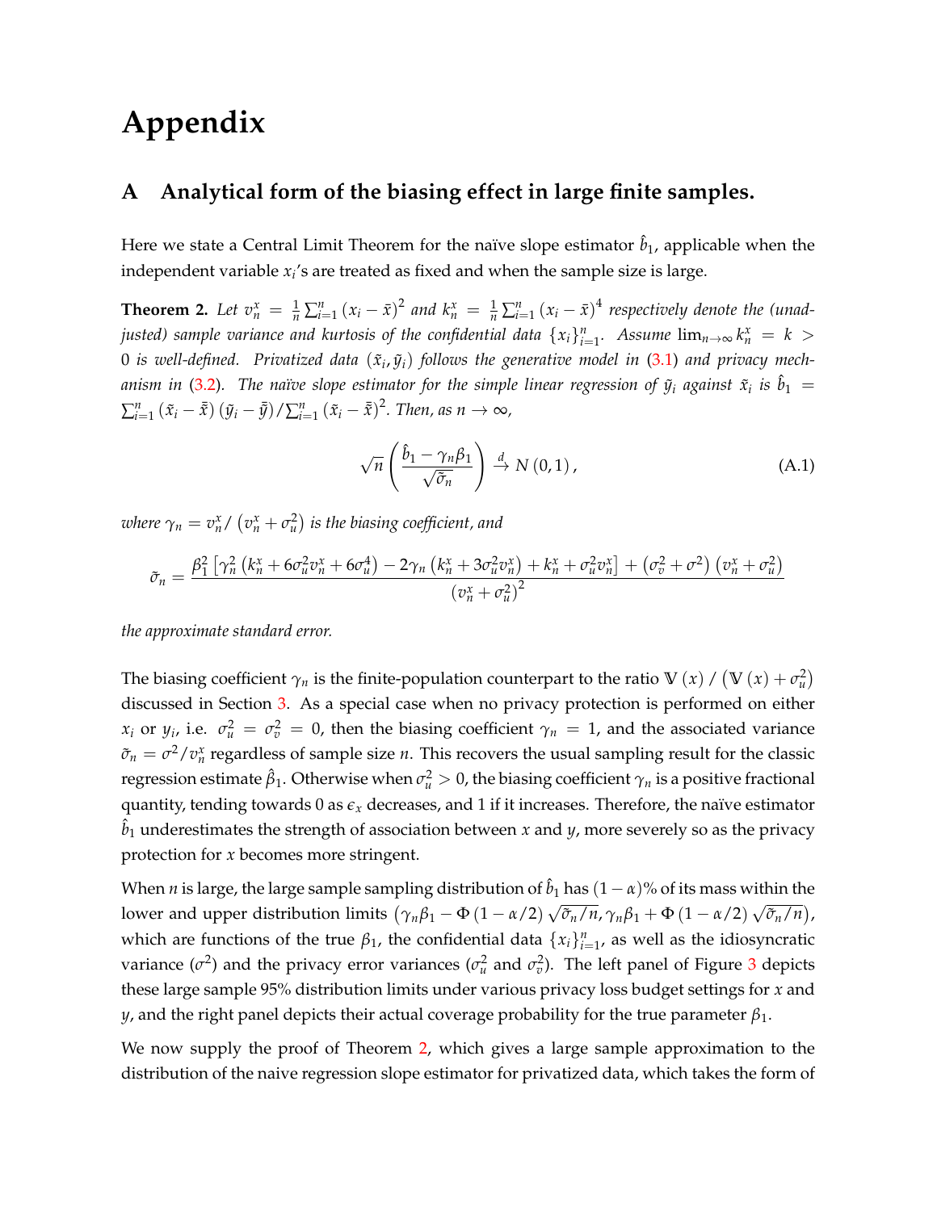# Appendix

## A Analytical form of the biasing effect in large finite samples.

Here we state a Central Limit Theorem for the naïve slope estimator $\hat{b}_1$, applicable when the independent variable $x_i$'s are treated as fixed and when the sample size is large.

**Theorem 2.** *Let $v_n^x = \frac{1}{n}\sum_{i=1}^n (x_i - \bar{x})^2$ and $k_n^x = \frac{1}{n}\sum_{i=1}^n (x_i - \bar{x})^4$ respectively denote the (unadjusted) sample variance and kurtosis of the confidential data $\{x_i\}_{i=1}^n$. Assume $\lim_{n\to\infty} k_n^x = k > 0$ is well-defined. Privatized data $(\tilde{x}_i, \tilde{y}_i)$ follows the generative model in (3.1) and privacy mechanism in (3.2). The naïve slope estimator for the simple linear regression of $\tilde{y}_i$ against $\tilde{x}_i$ is $\hat{b}_1 = \sum_{i=1}^n (\tilde{x}_i - \bar{\tilde{x}})(\tilde{y}_i - \bar{\tilde{y}}) / \sum_{i=1}^n (\tilde{x}_i - \bar{\tilde{x}})^2$. Then, as $n \to \infty$,*

$$\sqrt{n}\left(\frac{\hat{b}_1 - \gamma_n \beta_1}{\sqrt{\tilde{\sigma}_n}}\right) \xrightarrow{d} N(0,1), \tag{A.1}$$

*where $\gamma_n = v_n^x / (v_n^x + \sigma_u^2)$ is the biasing coefficient, and*

$$\tilde{\sigma}_n = \frac{\beta_1^2\left[\gamma_n^2\left(k_n^x + 6\sigma_u^2 v_n^x + 6\sigma_u^4\right) - 2\gamma_n\left(k_n^x + 3\sigma_u^2 v_n^x\right) + k_n^x + \sigma_u^2 v_n^x\right] + \left(\sigma_v^2 + \sigma^2\right)\left(v_n^x + \sigma_u^2\right)}{\left(v_n^x + \sigma_u^2\right)^2}$$

*the approximate standard error.*

The biasing coefficient $\gamma_n$ is the finite-population counterpart to the ratio $\mathbb{V}(x) / (\mathbb{V}(x) + \sigma_u^2)$ discussed in Section 3. As a special case when no privacy protection is performed on either $x_i$ or $y_i$, i.e. $\sigma_u^2 = \sigma_v^2 = 0$, then the biasing coefficient $\gamma_n = 1$, and the associated variance $\tilde{\sigma}_n = \sigma^2 / v_n^x$ regardless of sample size $n$. This recovers the usual sampling result for the classic regression estimate $\hat{\beta}_1$. Otherwise when $\sigma_u^2 > 0$, the biasing coefficient $\gamma_n$ is a positive fractional quantity, tending towards 0 as $\epsilon_x$ decreases, and 1 if it increases. Therefore, the naïve estimator $\hat{b}_1$ underestimates the strength of association between $x$ and $y$, more severely so as the privacy protection for $x$ becomes more stringent.

When $n$ is large, the large sample sampling distribution of $\hat{b}_1$ has $(1-\alpha)$% of its mass within the lower and upper distribution limits $\left(\gamma_n\beta_1 - \Phi(1-\alpha/2)\sqrt{\tilde{\sigma}_n/n}, \gamma_n\beta_1 + \Phi(1-\alpha/2)\sqrt{\tilde{\sigma}_n/n}\right)$, which are functions of the true $\beta_1$, the confidential data $\{x_i\}_{i=1}^n$, as well as the idiosyncratic variance ($\sigma^2$) and the privacy error variances ($\sigma_u^2$ and $\sigma_v^2$). The left panel of Figure 3 depicts these large sample 95% distribution limits under various privacy loss budget settings for $x$ and $y$, and the right panel depicts their actual coverage probability for the true parameter $\beta_1$.

We now supply the proof of Theorem 2, which gives a large sample approximation to the distribution of the naive regression slope estimator for privatized data, which takes the form of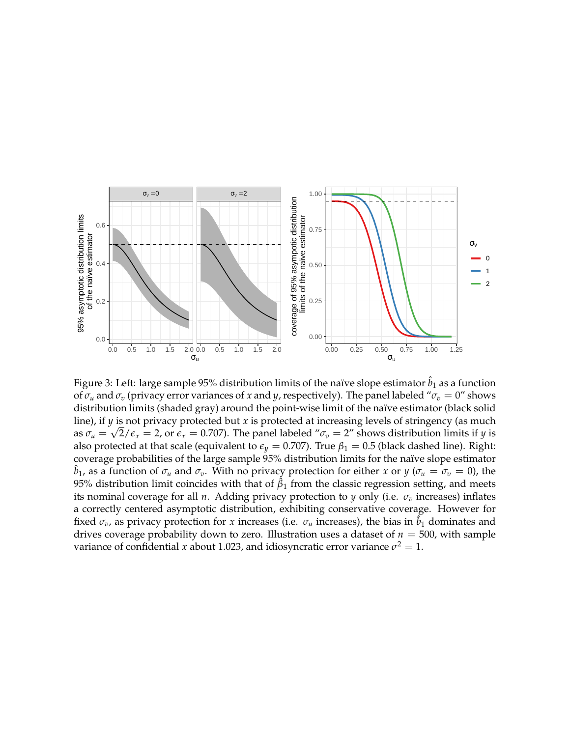Figure 3: Left: large sample 95% distribution limits of the naïve slope estimator $\hat{b}_1$ as a function of $\sigma_u$ and $\sigma_v$ (privacy error variances of $x$ and $y$, respectively). The panel labeled "$\sigma_v = 0$" shows distribution limits (shaded gray) around the point-wise limit of the naïve estimator (black solid line), if $y$ is not privacy protected but $x$ is protected at increasing levels of stringency (as much as $\sigma_u = \sqrt{2}/\epsilon_x = 2$, or $\epsilon_x = 0.707$). The panel labeled "$\sigma_v = 2$" shows distribution limits if $y$ is also protected at that scale (equivalent to $\epsilon_y = 0.707$). True $\beta_1 = 0.5$ (black dashed line). Right: coverage probabilities of the large sample 95% distribution limits for the naïve slope estimator $\hat{b}_1$, as a function of $\sigma_u$ and $\sigma_v$. With no privacy protection for either $x$ or $y$ ($\sigma_u = \sigma_v = 0$), the 95% distribution limit coincides with that of $\hat{\beta}_1$ from the classic regression setting, and meets its nominal coverage for all $n$. Adding privacy protection to $y$ only (i.e. $\sigma_v$ increases) inflates a correctly centered asymptotic distribution, exhibiting conservative coverage. However for fixed $\sigma_v$, as privacy protection for $x$ increases (i.e. $\sigma_u$ increases), the bias in $\hat{b}_1$ dominates and drives coverage probability down to zero. Illustration uses a dataset of $n = 500$, with sample variance of confidential $x$ about 1.023, and idiosyncratic error variance $\sigma^2 = 1$.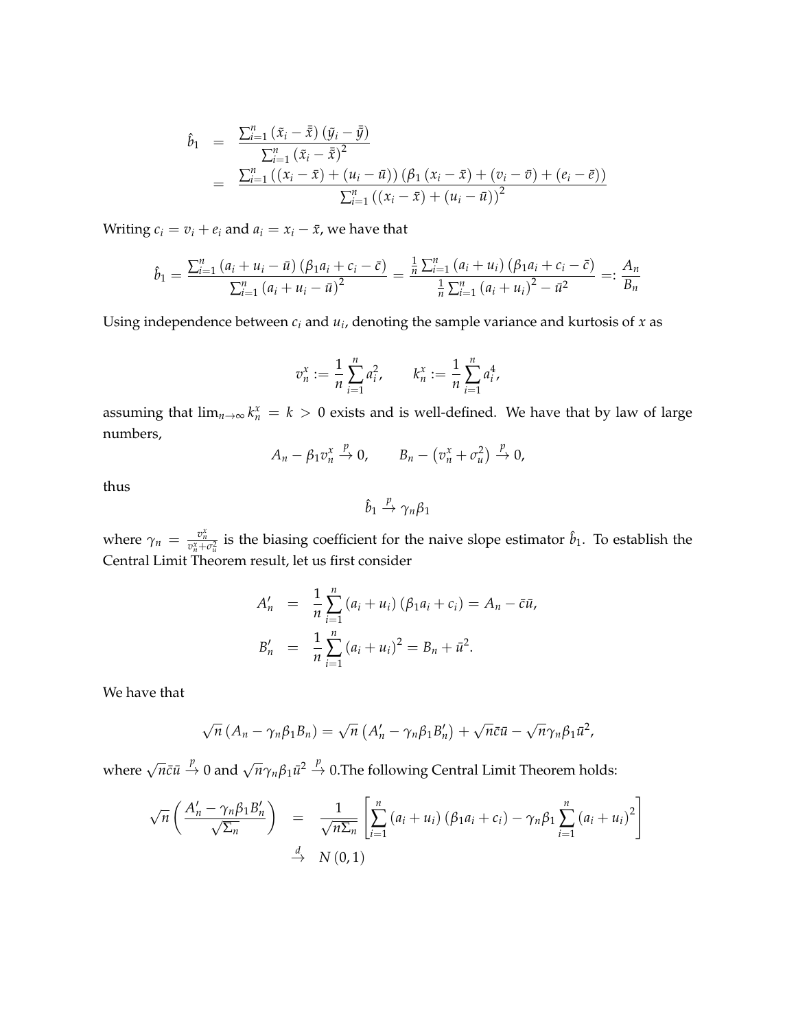$$
\begin{aligned}
\hat{b}_1 &= \frac{\sum_{i=1}^n \left(\tilde{x}_i - \bar{\tilde{x}}\right)\left(\tilde{y}_i - \bar{\tilde{y}}\right)}{\sum_{i=1}^n \left(\tilde{x}_i - \bar{\tilde{x}}\right)^2} \\
&= \frac{\sum_{i=1}^n \left(\left(x_i - \bar{x}\right) + \left(u_i - \bar{u}\right)\right)\left(\beta_1\left(x_i - \bar{x}\right) + \left(v_i - \bar{v}\right) + \left(e_i - \bar{e}\right)\right)}{\sum_{i=1}^n \left(\left(x_i - \bar{x}\right) + \left(u_i - \bar{u}\right)\right)^2}
\end{aligned}
$$

Writing $c_i = v_i + e_i$ and $a_i = x_i - \bar{x}$, we have that

$$
\hat{b}_1 = \frac{\sum_{i=1}^n \left(a_i + u_i - \bar{u}\right)\left(\beta_1 a_i + c_i - \bar{c}\right)}{\sum_{i=1}^n \left(a_i + u_i - \bar{u}\right)^2} = \frac{\frac{1}{n}\sum_{i=1}^n \left(a_i + u_i\right)\left(\beta_1 a_i + c_i - \bar{c}\right)}{\frac{1}{n}\sum_{i=1}^n \left(a_i + u_i\right)^2 - \bar{u}^2} =: \frac{A_n}{B_n}
$$

Using independence between $c_i$ and $u_i$, denoting the sample variance and kurtosis of $x$ as

$$
v_n^x := \frac{1}{n}\sum_{i=1}^n a_i^2, \qquad k_n^x := \frac{1}{n}\sum_{i=1}^n a_i^4,
$$

assuming that $\lim_{n\to\infty} k_n^x = k > 0$ exists and is well-defined. We have that by law of large numbers,

$$
A_n - \beta_1 v_n^x \xrightarrow{p} 0, \qquad B_n - \left(v_n^x + \sigma_u^2\right) \xrightarrow{p} 0,
$$

thus

$$
\hat{b}_1 \xrightarrow{p} \gamma_n \beta_1
$$

where $\gamma_n = \frac{v_n^x}{v_n^x + \sigma_u^2}$ is the biasing coefficient for the naive slope estimator $\hat{b}_1$. To establish the Central Limit Theorem result, let us first consider

$$
\begin{aligned}
A_n' &= \frac{1}{n}\sum_{i=1}^n \left(a_i + u_i\right)\left(\beta_1 a_i + c_i\right) = A_n - \bar{c}\bar{u}, \\
B_n' &= \frac{1}{n}\sum_{i=1}^n \left(a_i + u_i\right)^2 = B_n + \bar{u}^2.
\end{aligned}
$$

We have that

$$
\sqrt{n}\left(A_n - \gamma_n \beta_1 B_n\right) = \sqrt{n}\left(A_n' - \gamma_n \beta_1 B_n'\right) + \sqrt{n}\bar{c}\bar{u} - \sqrt{n}\gamma_n \beta_1 \bar{u}^2,
$$

where $\sqrt{n}\bar{c}\bar{u} \xrightarrow{p} 0$ and $\sqrt{n}\gamma_n\beta_1\bar{u}^2 \xrightarrow{p} 0$.The following Central Limit Theorem holds:

$$
\begin{aligned}
\sqrt{n}\left(\frac{A_n' - \gamma_n \beta_1 B_n'}{\sqrt{\Sigma_n}}\right) &= \frac{1}{\sqrt{n\Sigma_n}}\left[\sum_{i=1}^n \left(a_i + u_i\right)\left(\beta_1 a_i + c_i\right) - \gamma_n \beta_1 \sum_{i=1}^n \left(a_i + u_i\right)^2\right] \\
&\xrightarrow{d} N(0,1)
\end{aligned}
$$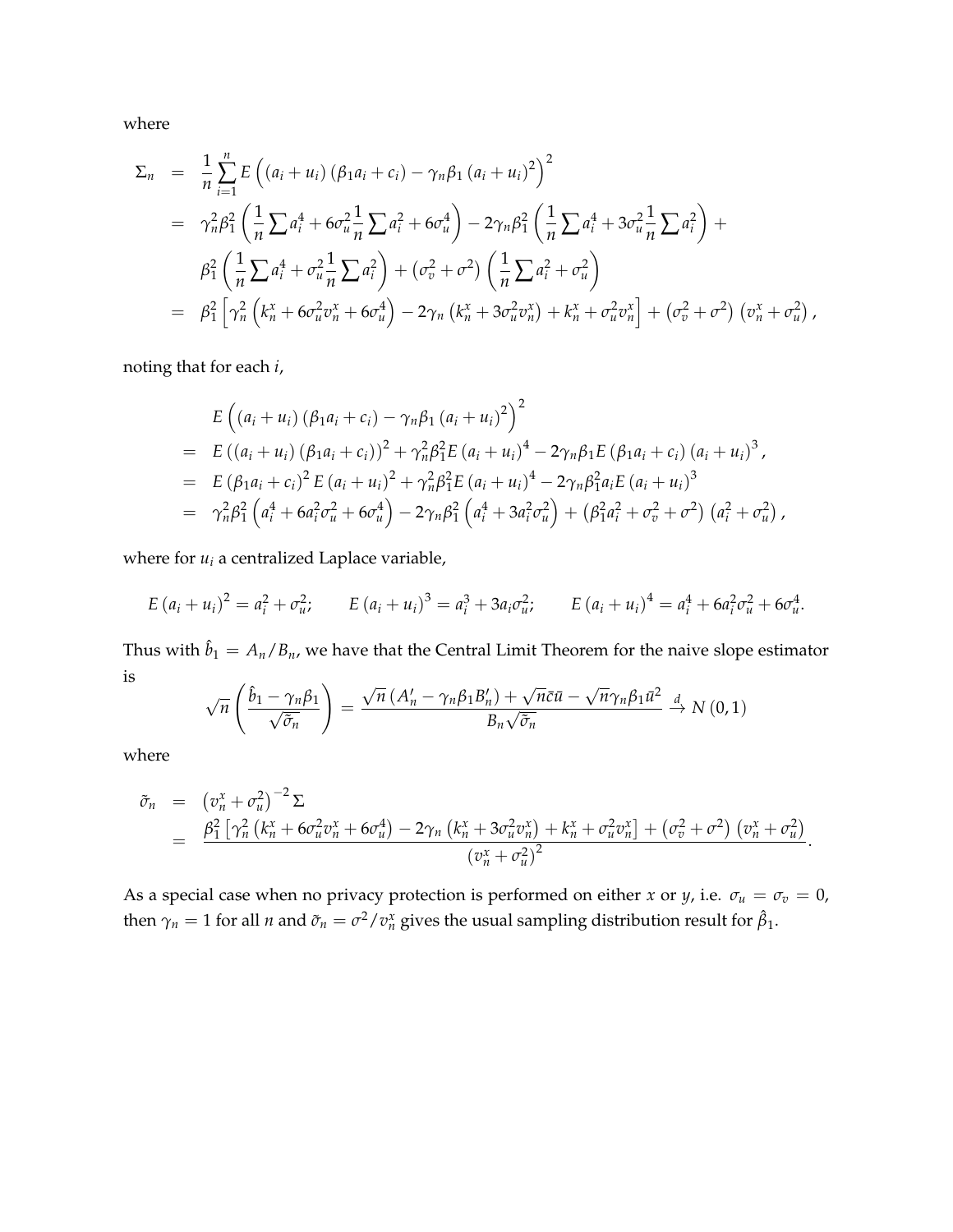where

$$
\begin{aligned}
\Sigma_n &= \frac{1}{n}\sum_{i=1}^{n} E\left(\left(a_i+u_i\right)\left(\beta_1 a_i + c_i\right) - \gamma_n \beta_1 \left(a_i+u_i\right)^2\right)^2 \\
&= \gamma_n^2 \beta_1^2 \left(\frac{1}{n}\sum a_i^4 + 6\sigma_u^2 \frac{1}{n}\sum a_i^2 + 6\sigma_u^4\right) - 2\gamma_n \beta_1^2 \left(\frac{1}{n}\sum a_i^4 + 3\sigma_u^2 \frac{1}{n}\sum a_i^2\right) + \\
&\quad \beta_1^2 \left(\frac{1}{n}\sum a_i^4 + \sigma_u^2 \frac{1}{n}\sum a_i^2\right) + \left(\sigma_v^2+\sigma^2\right)\left(\frac{1}{n}\sum a_i^2 + \sigma_u^2\right) \\
&= \beta_1^2 \left[\gamma_n^2 \left(k_n^x + 6\sigma_u^2 v_n^x + 6\sigma_u^4\right) - 2\gamma_n \left(k_n^x + 3\sigma_u^2 v_n^x\right) + k_n^x + \sigma_u^2 v_n^x\right] + \left(\sigma_v^2+\sigma^2\right)\left(v_n^x + \sigma_u^2\right),
\end{aligned}
$$

noting that for each $i$,

$$
\begin{aligned}
& E\left(\left(a_i+u_i\right)\left(\beta_1 a_i + c_i\right) - \gamma_n \beta_1 \left(a_i+u_i\right)^2\right)^2 \\
=\;& E\left(\left(a_i+u_i\right)\left(\beta_1 a_i + c_i\right)\right)^2 + \gamma_n^2 \beta_1^2 E\left(a_i+u_i\right)^4 - 2\gamma_n \beta_1 E\left(\beta_1 a_i + c_i\right)\left(a_i+u_i\right)^3, \\
=\;& E\left(\beta_1 a_i + c_i\right)^2 E\left(a_i+u_i\right)^2 + \gamma_n^2 \beta_1^2 E\left(a_i+u_i\right)^4 - 2\gamma_n \beta_1^2 a_i E\left(a_i+u_i\right)^3 \\
=\;& \gamma_n^2 \beta_1^2 \left(a_i^4 + 6a_i^2\sigma_u^2 + 6\sigma_u^4\right) - 2\gamma_n \beta_1^2 \left(a_i^4 + 3a_i^2\sigma_u^2\right) + \left(\beta_1^2 a_i^2 + \sigma_v^2 + \sigma^2\right)\left(a_i^2 + \sigma_u^2\right),
\end{aligned}
$$

where for $u_i$ a centralized Laplace variable,

$$
E\left(a_i+u_i\right)^2 = a_i^2 + \sigma_u^2; \qquad E\left(a_i+u_i\right)^3 = a_i^3 + 3a_i\sigma_u^2; \qquad E\left(a_i+u_i\right)^4 = a_i^4 + 6a_i^2\sigma_u^2 + 6\sigma_u^4.
$$

Thus with $\hat{b}_1 = A_n/B_n$, we have that the Central Limit Theorem for the naive slope estimator is

$$
\sqrt{n}\left(\frac{\hat{b}_1 - \gamma_n\beta_1}{\sqrt{\tilde{\sigma}_n}}\right) = \frac{\sqrt{n}\left(A_n' - \gamma_n\beta_1 B_n'\right) + \sqrt{n}\bar{c}\bar{u} - \sqrt{n}\gamma_n\beta_1\bar{u}^2}{B_n\sqrt{\tilde{\sigma}_n}} \xrightarrow{d} N(0,1)
$$

where

$$
\begin{aligned}
\tilde{\sigma}_n &= \left(v_n^x + \sigma_u^2\right)^{-2}\Sigma \\
&= \frac{\beta_1^2 \left[\gamma_n^2 \left(k_n^x + 6\sigma_u^2 v_n^x + 6\sigma_u^4\right) - 2\gamma_n \left(k_n^x + 3\sigma_u^2 v_n^x\right) + k_n^x + \sigma_u^2 v_n^x\right] + \left(\sigma_v^2+\sigma^2\right)\left(v_n^x + \sigma_u^2\right)}{\left(v_n^x + \sigma_u^2\right)^2}.
\end{aligned}
$$

As a special case when no privacy protection is performed on either $x$ or $y$, i.e. $\sigma_u = \sigma_v = 0$, then $\gamma_n = 1$ for all $n$ and $\tilde{\sigma}_n = \sigma^2/v_n^x$ gives the usual sampling distribution result for $\hat{\beta}_1$.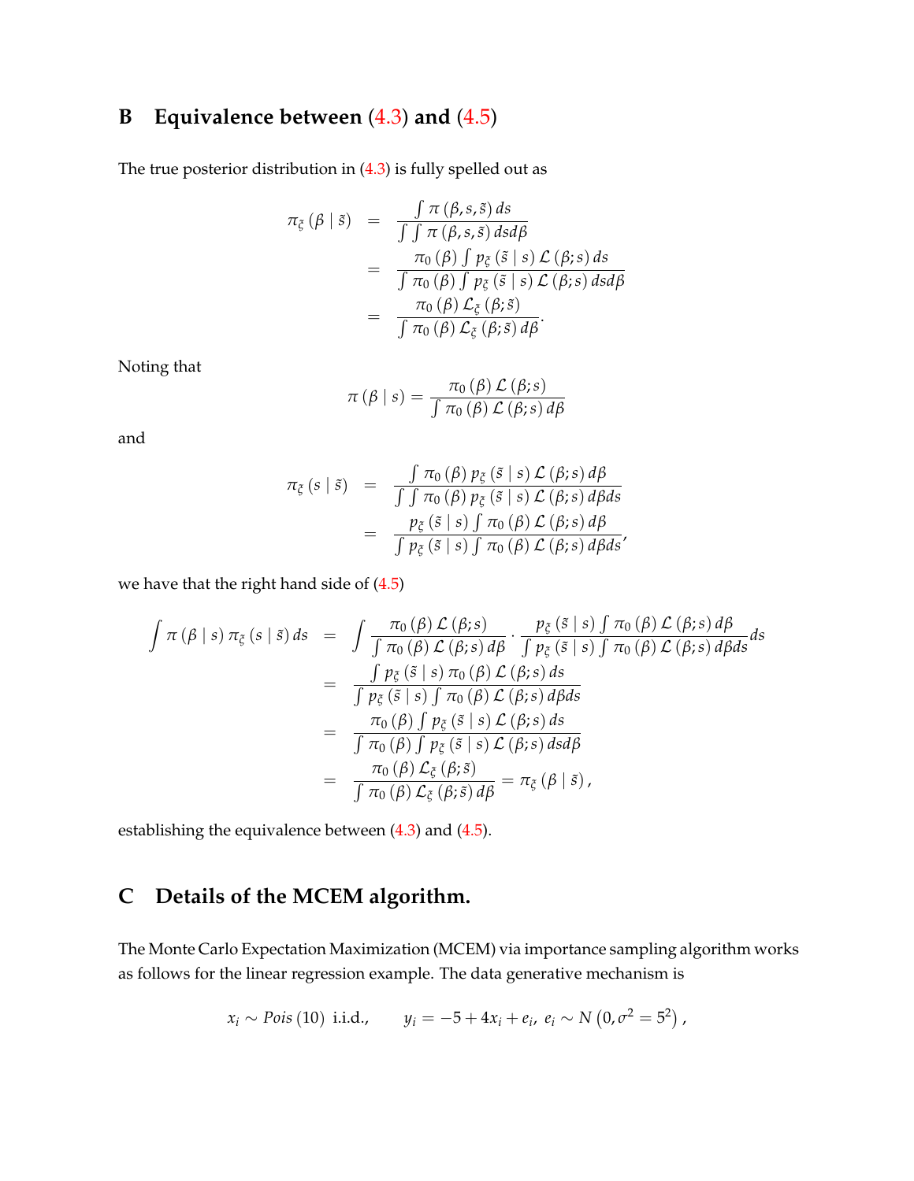# B Equivalence between (4.3) and (4.5)

The true posterior distribution in (4.3) is fully spelled out as

$$
\begin{aligned}
\pi_{\xi}(\beta \mid \tilde{s}) &= \frac{\int \pi(\beta, s, \tilde{s})\, ds}{\int \int \pi(\beta, s, \tilde{s})\, ds d\beta} \\
&= \frac{\pi_0(\beta) \int p_{\xi}(\tilde{s} \mid s)\, \mathcal{L}(\beta; s)\, ds}{\int \pi_0(\beta) \int p_{\xi}(\tilde{s} \mid s)\, \mathcal{L}(\beta; s)\, ds d\beta} \\
&= \frac{\pi_0(\beta)\, \mathcal{L}_{\xi}(\beta; \tilde{s})}{\int \pi_0(\beta)\, \mathcal{L}_{\xi}(\beta; \tilde{s})\, d\beta}.
\end{aligned}
$$

Noting that

$$
\pi(\beta \mid s) = \frac{\pi_0(\beta)\, \mathcal{L}(\beta; s)}{\int \pi_0(\beta)\, \mathcal{L}(\beta; s)\, d\beta}
$$

and

$$
\begin{aligned}
\pi_{\xi}(s \mid \tilde{s}) &= \frac{\int \pi_0(\beta)\, p_{\xi}(\tilde{s} \mid s)\, \mathcal{L}(\beta; s)\, d\beta}{\int \int \pi_0(\beta)\, p_{\xi}(\tilde{s} \mid s)\, \mathcal{L}(\beta; s)\, d\beta ds} \\
&= \frac{p_{\xi}(\tilde{s} \mid s) \int \pi_0(\beta)\, \mathcal{L}(\beta; s)\, d\beta}{\int p_{\xi}(\tilde{s} \mid s) \int \pi_0(\beta)\, \mathcal{L}(\beta; s)\, d\beta ds},
\end{aligned}
$$

we have that the right hand side of (4.5)

$$
\begin{aligned}
\int \pi(\beta \mid s)\, \pi_{\xi}(s \mid \tilde{s})\, ds &= \int \frac{\pi_0(\beta)\, \mathcal{L}(\beta; s)}{\int \pi_0(\beta)\, \mathcal{L}(\beta; s)\, d\beta} \cdot \frac{p_{\xi}(\tilde{s} \mid s) \int \pi_0(\beta)\, \mathcal{L}(\beta; s)\, d\beta}{\int p_{\xi}(\tilde{s} \mid s) \int \pi_0(\beta)\, \mathcal{L}(\beta; s)\, d\beta ds} ds \\
&= \frac{\int p_{\xi}(\tilde{s} \mid s)\, \pi_0(\beta)\, \mathcal{L}(\beta; s)\, ds}{\int p_{\xi}(\tilde{s} \mid s) \int \pi_0(\beta)\, \mathcal{L}(\beta; s)\, d\beta ds} \\
&= \frac{\pi_0(\beta) \int p_{\xi}(\tilde{s} \mid s)\, \mathcal{L}(\beta; s)\, ds}{\int \pi_0(\beta) \int p_{\xi}(\tilde{s} \mid s)\, \mathcal{L}(\beta; s)\, ds d\beta} \\
&= \frac{\pi_0(\beta)\, \mathcal{L}_{\xi}(\beta; \tilde{s})}{\int \pi_0(\beta)\, \mathcal{L}_{\xi}(\beta; \tilde{s})\, d\beta} = \pi_{\xi}(\beta \mid \tilde{s}),
\end{aligned}
$$

establishing the equivalence between (4.3) and (4.5).

# C Details of the MCEM algorithm.

The Monte Carlo Expectation Maximization (MCEM) via importance sampling algorithm works as follows for the linear regression example. The data generative mechanism is

$$
x_i \sim Pois(10) \text{ i.i.d.}, \qquad y_i = -5 + 4x_i + e_i,\ e_i \sim N\left(0, \sigma^2 = 5^2\right),
$$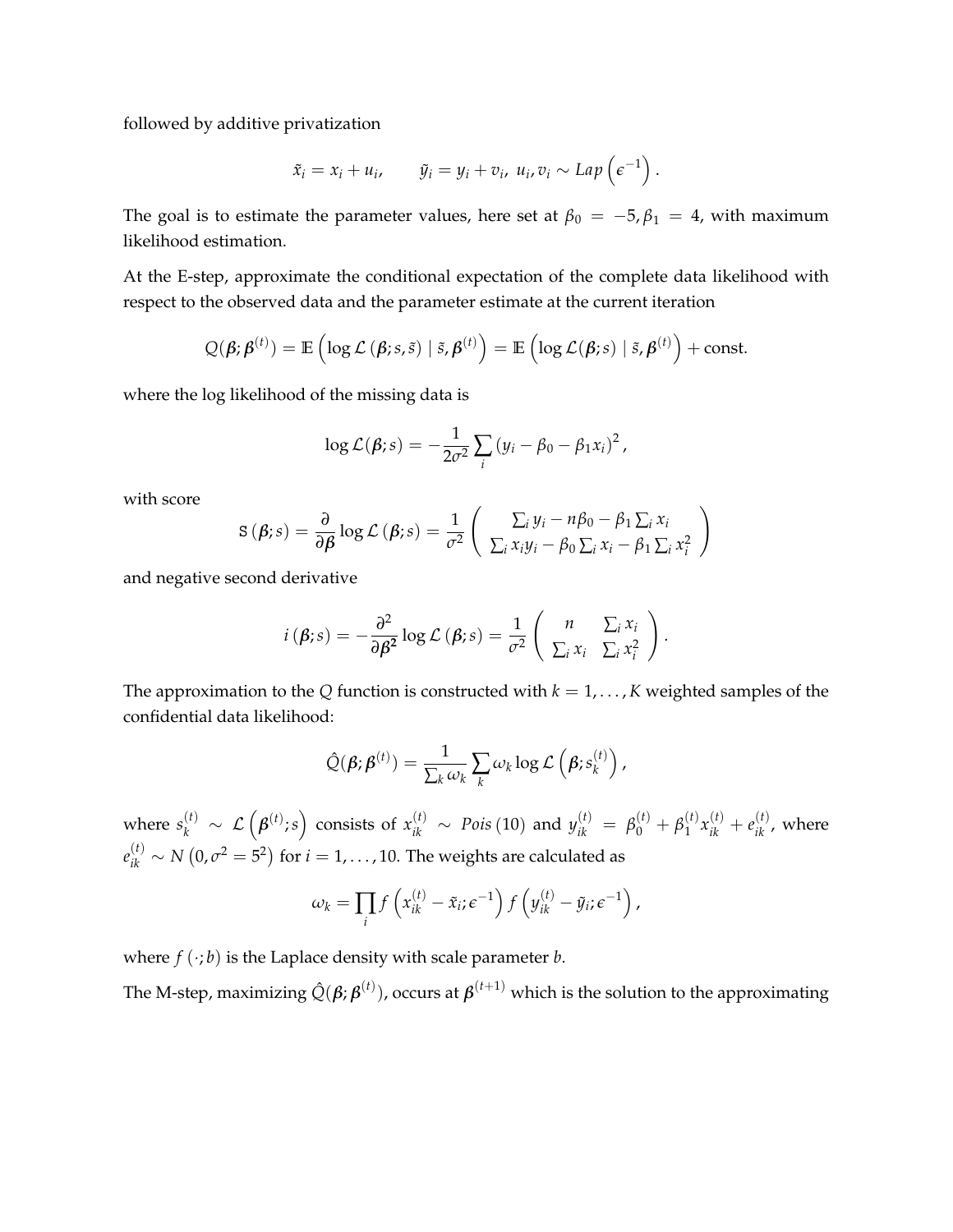followed by additive privatization

$$\tilde{x}_i = x_i + u_i, \qquad \tilde{y}_i = y_i + v_i, \; u_i, v_i \sim Lap\left(\epsilon^{-1}\right).$$

The goal is to estimate the parameter values, here set at $\beta_0 = -5, \beta_1 = 4$, with maximum likelihood estimation.

At the E-step, approximate the conditional expectation of the complete data likelihood with respect to the observed data and the parameter estimate at the current iteration

$$Q(\boldsymbol{\beta}; \boldsymbol{\beta}^{(t)}) = \mathbb{E}\left(\log \mathcal{L}\left(\boldsymbol{\beta}; s, \tilde{s}\right) \mid \tilde{s}, \boldsymbol{\beta}^{(t)}\right) = \mathbb{E}\left(\log \mathcal{L}(\boldsymbol{\beta}; s) \mid \tilde{s}, \boldsymbol{\beta}^{(t)}\right) + \text{const.}$$

where the log likelihood of the missing data is

$$\log \mathcal{L}(\boldsymbol{\beta}; s) = -\frac{1}{2\sigma^2} \sum_i \left(y_i - \beta_0 - \beta_1 x_i\right)^2,$$

with score

$$\mathrm{S}\left(\boldsymbol{\beta}; s\right) = \frac{\partial}{\partial \boldsymbol{\beta}} \log \mathcal{L}\left(\boldsymbol{\beta}; s\right) = \frac{1}{\sigma^2} \begin{pmatrix} \sum_i y_i - n\beta_0 - \beta_1 \sum_i x_i \\ \sum_i x_i y_i - \beta_0 \sum_i x_i - \beta_1 \sum_i x_i^2 \end{pmatrix}$$

and negative second derivative

$$i\left(\boldsymbol{\beta}; s\right) = -\frac{\partial^2}{\partial \boldsymbol{\beta}^2} \log \mathcal{L}\left(\boldsymbol{\beta}; s\right) = \frac{1}{\sigma^2} \begin{pmatrix} n & \sum_i x_i \\ \sum_i x_i & \sum_i x_i^2 \end{pmatrix}.$$

The approximation to the $Q$ function is constructed with $k = 1, \ldots, K$ weighted samples of the confidential data likelihood:

$$\hat{Q}(\boldsymbol{\beta}; \boldsymbol{\beta}^{(t)}) = \frac{1}{\sum_k \omega_k} \sum_k \omega_k \log \mathcal{L}\left(\boldsymbol{\beta}; s_k^{(t)}\right),$$

where $s_k^{(t)} \sim \mathcal{L}\left(\boldsymbol{\beta}^{(t)}; s\right)$ consists of $x_{ik}^{(t)} \sim Pois\left(10\right)$ and $y_{ik}^{(t)} = \beta_0^{(t)} + \beta_1^{(t)} x_{ik}^{(t)} + e_{ik}^{(t)}$, where $e_{ik}^{(t)} \sim N\left(0, \sigma^2 = 5^2\right)$ for $i = 1, \ldots, 10$. The weights are calculated as

$$\omega_k = \prod_i f\left(x_{ik}^{(t)} - \tilde{x}_i; \epsilon^{-1}\right) f\left(y_{ik}^{(t)} - \tilde{y}_i; \epsilon^{-1}\right),$$

where $f\left(\cdot; b\right)$ is the Laplace density with scale parameter $b$.

The M-step, maximizing $\hat{Q}(\boldsymbol{\beta}; \boldsymbol{\beta}^{(t)})$, occurs at $\boldsymbol{\beta}^{(t+1)}$ which is the solution to the approximating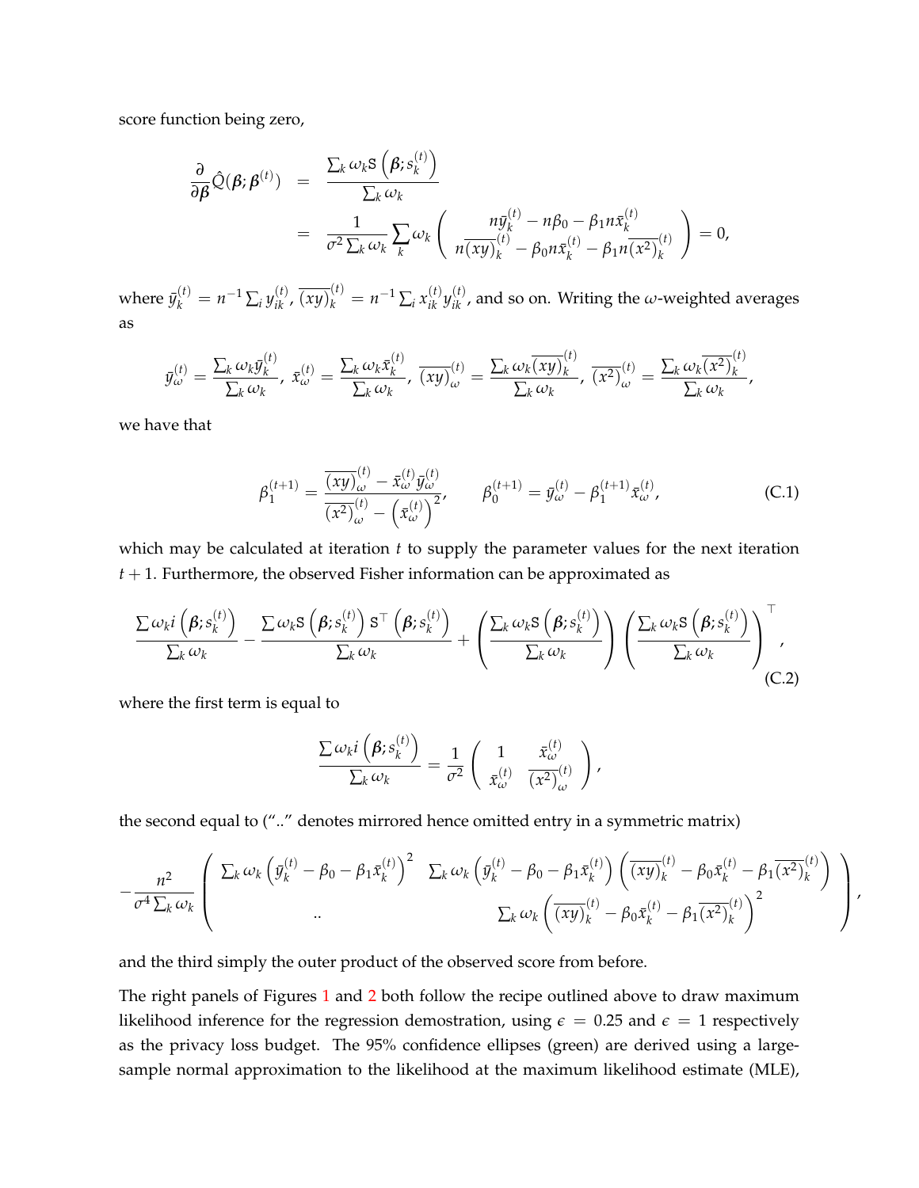score function being zero,

$$
\begin{aligned}
\frac{\partial}{\partial \boldsymbol{\beta}} \hat{Q}(\boldsymbol{\beta}; \boldsymbol{\beta}^{(t)}) &= \frac{\sum_k \omega_k \mathrm{S}\left(\boldsymbol{\beta}; s_k^{(t)}\right)}{\sum_k \omega_k} \\
&= \frac{1}{\sigma^2 \sum_k \omega_k} \sum_k \omega_k \left( \begin{array}{c} n\bar{y}_k^{(t)} - n\beta_0 - \beta_1 n \bar{x}_k^{(t)} \\ n\overline{(xy)}_k^{(t)} - \beta_0 n \bar{x}_k^{(t)} - \beta_1 n \overline{(x^2)}_k^{(t)} \end{array} \right) = 0,
\end{aligned}
$$

where $\bar{y}_k^{(t)} = n^{-1} \sum_i y_{ik}^{(t)}$, $\overline{(xy)}_k^{(t)} = n^{-1} \sum_i x_{ik}^{(t)} y_{ik}^{(t)}$, and so on. Writing the $\omega$-weighted averages as

$$
\bar{y}_\omega^{(t)} = \frac{\sum_k \omega_k \bar{y}_k^{(t)}}{\sum_k \omega_k},\ \bar{x}_\omega^{(t)} = \frac{\sum_k \omega_k \bar{x}_k^{(t)}}{\sum_k \omega_k},\ \overline{(xy)}_\omega^{(t)} = \frac{\sum_k \omega_k \overline{(xy)}_k^{(t)}}{\sum_k \omega_k},\ \overline{(x^2)}_\omega^{(t)} = \frac{\sum_k \omega_k \overline{(x^2)}_k^{(t)}}{\sum_k \omega_k},
$$

we have that

$$
\beta_1^{(t+1)} = \frac{\overline{(xy)}_\omega^{(t)} - \bar{x}_\omega^{(t)} \bar{y}_\omega^{(t)}}{\overline{(x^2)}_\omega^{(t)} - \left(\bar{x}_\omega^{(t)}\right)^2}, \qquad \beta_0^{(t+1)} = \bar{y}_\omega^{(t)} - \beta_1^{(t+1)} \bar{x}_\omega^{(t)}, \tag{C.1}
$$

which may be calculated at iteration $t$ to supply the parameter values for the next iteration $t+1$. Furthermore, the observed Fisher information can be approximated as

$$
\frac{\sum \omega_k i\left(\boldsymbol{\beta}; s_k^{(t)}\right)}{\sum_k \omega_k} - \frac{\sum \omega_k \mathrm{S}\left(\boldsymbol{\beta}; s_k^{(t)}\right) \mathrm{S}^\top\left(\boldsymbol{\beta}; s_k^{(t)}\right)}{\sum_k \omega_k} + \left(\frac{\sum_k \omega_k \mathrm{S}\left(\boldsymbol{\beta}; s_k^{(t)}\right)}{\sum_k \omega_k}\right)\left(\frac{\sum_k \omega_k \mathrm{S}\left(\boldsymbol{\beta}; s_k^{(t)}\right)}{\sum_k \omega_k}\right)^\top, \tag{C.2}
$$

where the first term is equal to

$$
\frac{\sum \omega_k i\left(\boldsymbol{\beta}; s_k^{(t)}\right)}{\sum_k \omega_k} = \frac{1}{\sigma^2} \left( \begin{array}{cc} 1 & \bar{x}_\omega^{(t)} \\ \bar{x}_\omega^{(t)} & \overline{(x^2)}_\omega^{(t)} \end{array} \right),
$$

the second equal to (".." denotes mirrored hence omitted entry in a symmetric matrix)

$$
-\frac{n^2}{\sigma^4 \sum_k \omega_k} \left( \begin{array}{cc} \sum_k \omega_k \left(\bar{y}_k^{(t)} - \beta_0 - \beta_1 \bar{x}_k^{(t)}\right)^2 & \sum_k \omega_k \left(\bar{y}_k^{(t)} - \beta_0 - \beta_1 \bar{x}_k^{(t)}\right)\left(\overline{(xy)}_k^{(t)} - \beta_0 \bar{x}_k^{(t)} - \beta_1 \overline{(x^2)}_k^{(t)}\right) \\ .. & \sum_k \omega_k \left(\overline{(xy)}_k^{(t)} - \beta_0 \bar{x}_k^{(t)} - \beta_1 \overline{(x^2)}_k^{(t)}\right)^2 \end{array} \right),
$$

and the third simply the outer product of the observed score from before.

The right panels of Figures 1 and 2 both follow the recipe outlined above to draw maximum likelihood inference for the regression demostration, using $\epsilon = 0.25$ and $\epsilon = 1$ respectively as the privacy loss budget. The 95% confidence ellipses (green) are derived using a large-sample normal approximation to the likelihood at the maximum likelihood estimate (MLE),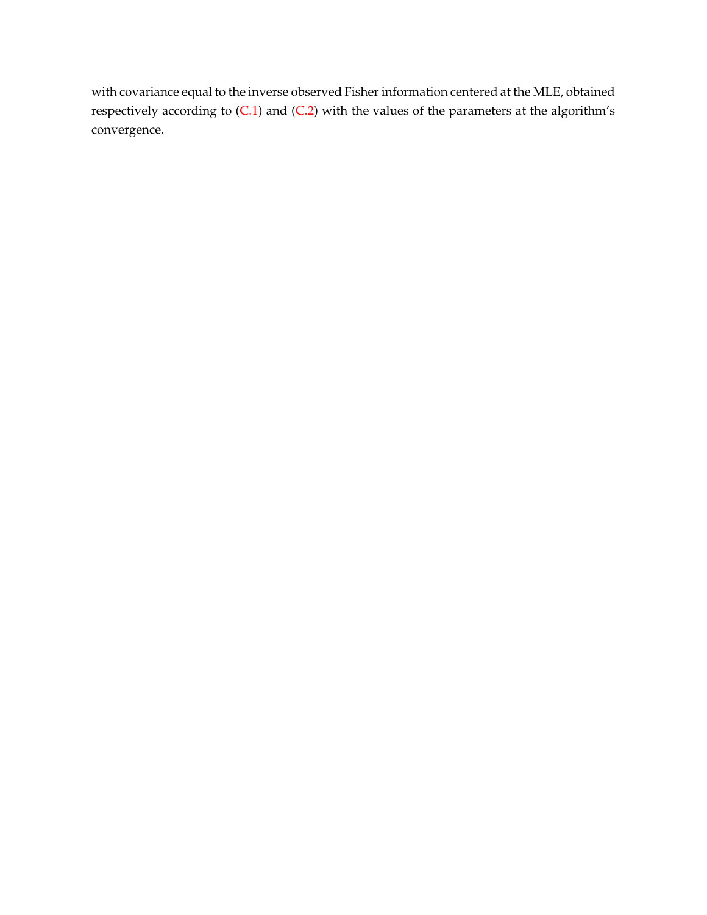with covariance equal to the inverse observed Fisher information centered at the MLE, obtained respectively according to (C.1) and (C.2) with the values of the parameters at the algorithm's convergence.